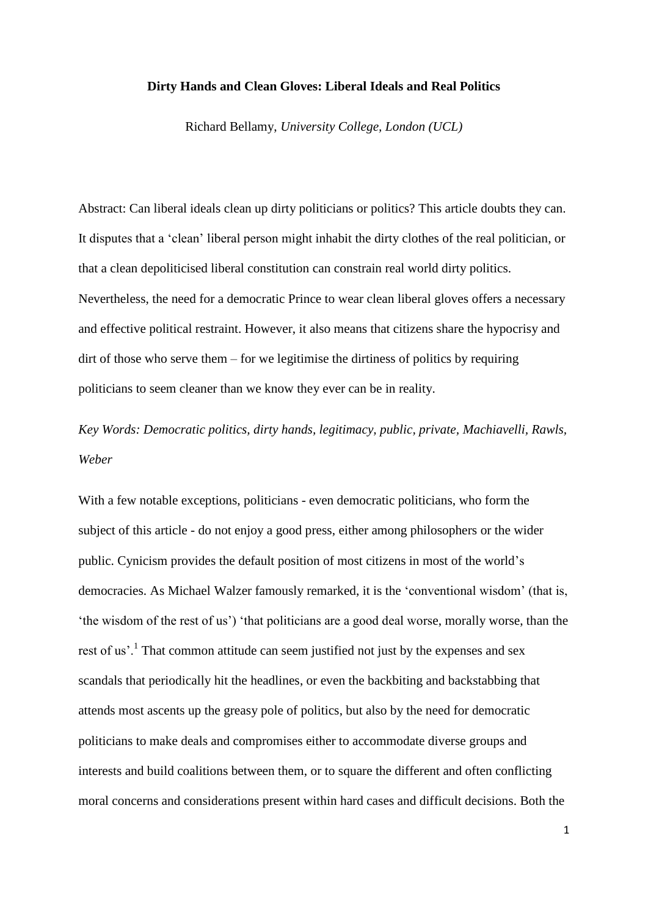# Dirty Hands and Clean Gloves: Liberal Ideals and Real Politics

Richard Bellamy, *University College, London (UCL)*

Abstract: Can liberal ideals clean up dirty politicians or politics? This article doubts they can. It disputes that a 'clean' liberal person might inhabit the dirty clothes of the real politician, or that a clean depoliticised liberal constitution can constrain real world dirty politics. Nevertheless, the need for a democratic Prince to wear clean liberal gloves offers a necessary and effective political restraint. However, it also means that citizens share the hypocrisy and dirt of those who serve them – for we legitimise the dirtiness of politics by requiring politicians to seem cleaner than we know they ever can be in reality.

*Key Words: Democratic politics, dirty hands, legitimacy, public, private, Machiavelli, Rawls, Weber*

With a few notable exceptions, politicians - even democratic politicians, who form the subject of this article - do not enjoy a good press, either among philosophers or the wider public. Cynicism provides the default position of most citizens in most of the world's democracies. As Michael Walzer famously remarked, it is the 'conventional wisdom' (that is, 'the wisdom of the rest of us') 'that politicians are a good deal worse, morally worse, than the rest of us'.[1] That common attitude can seem justified not just by the expenses and sex scandals that periodically hit the headlines, or even the backbiting and backstabbing that attends most ascents up the greasy pole of politics, but also by the need for democratic politicians to make deals and compromises either to accommodate diverse groups and interests and build coalitions between them, or to square the different and often conflicting moral concerns and considerations present within hard cases and difficult decisions. Both the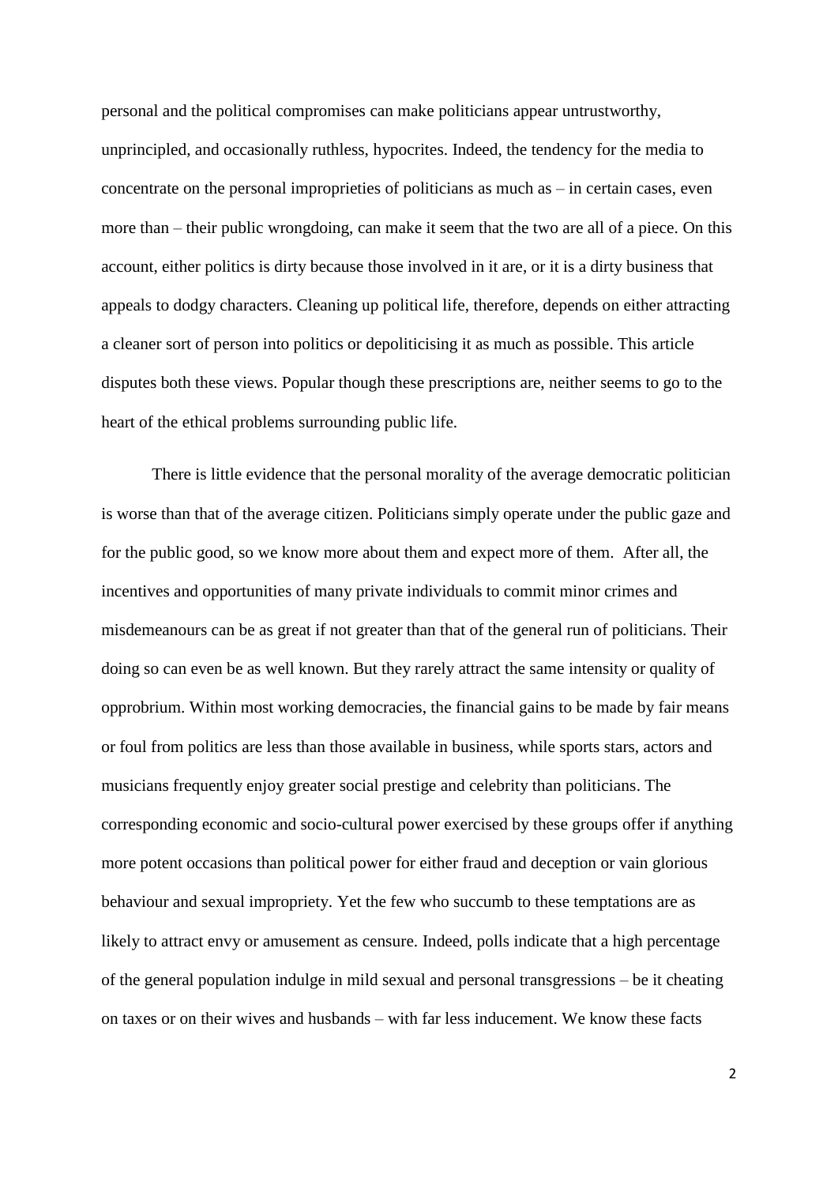personal and the political compromises can make politicians appear untrustworthy, unprincipled, and occasionally ruthless, hypocrites. Indeed, the tendency for the media to concentrate on the personal improprieties of politicians as much as – in certain cases, even more than – their public wrongdoing, can make it seem that the two are all of a piece. On this account, either politics is dirty because those involved in it are, or it is a dirty business that appeals to dodgy characters. Cleaning up political life, therefore, depends on either attracting a cleaner sort of person into politics or depoliticising it as much as possible. This article disputes both these views. Popular though these prescriptions are, neither seems to go to the heart of the ethical problems surrounding public life.

There is little evidence that the personal morality of the average democratic politician is worse than that of the average citizen. Politicians simply operate under the public gaze and for the public good, so we know more about them and expect more of them. After all, the incentives and opportunities of many private individuals to commit minor crimes and misdemeanours can be as great if not greater than that of the general run of politicians. Their doing so can even be as well known. But they rarely attract the same intensity or quality of opprobrium. Within most working democracies, the financial gains to be made by fair means or foul from politics are less than those available in business, while sports stars, actors and musicians frequently enjoy greater social prestige and celebrity than politicians. The corresponding economic and socio-cultural power exercised by these groups offer if anything more potent occasions than political power for either fraud and deception or vain glorious behaviour and sexual impropriety. Yet the few who succumb to these temptations are as likely to attract envy or amusement as censure. Indeed, polls indicate that a high percentage of the general population indulge in mild sexual and personal transgressions – be it cheating on taxes or on their wives and husbands – with far less inducement. We know these facts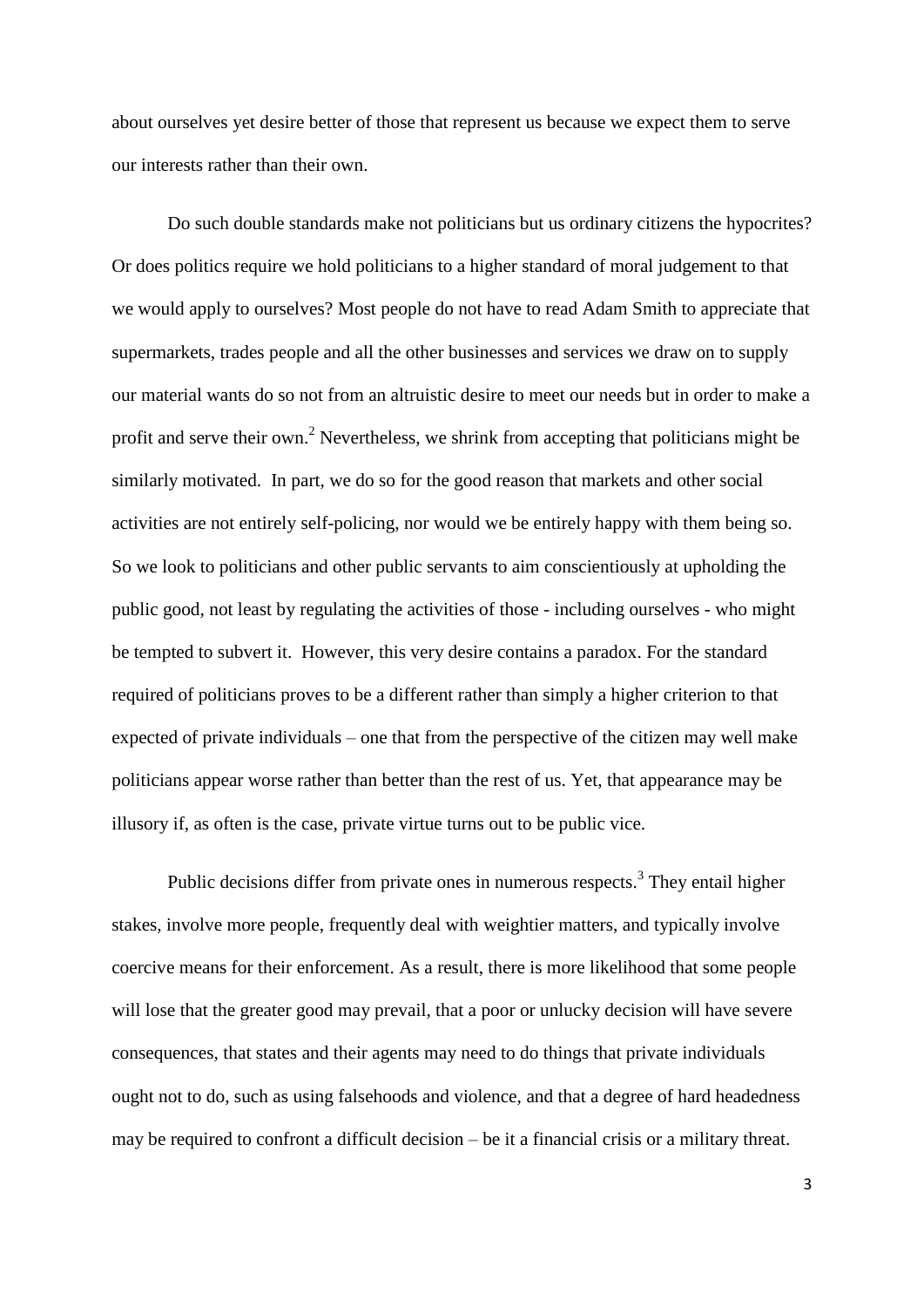about ourselves yet desire better of those that represent us because we expect them to serve our interests rather than their own.

Do such double standards make not politicians but us ordinary citizens the hypocrites? Or does politics require we hold politicians to a higher standard of moral judgement to that we would apply to ourselves? Most people do not have to read Adam Smith to appreciate that supermarkets, trades people and all the other businesses and services we draw on to supply our material wants do so not from an altruistic desire to meet our needs but in order to make a profit and serve their own.[2] Nevertheless, we shrink from accepting that politicians might be similarly motivated. In part, we do so for the good reason that markets and other social activities are not entirely self-policing, nor would we be entirely happy with them being so. So we look to politicians and other public servants to aim conscientiously at upholding the public good, not least by regulating the activities of those - including ourselves - who might be tempted to subvert it. However, this very desire contains a paradox. For the standard required of politicians proves to be a different rather than simply a higher criterion to that expected of private individuals – one that from the perspective of the citizen may well make politicians appear worse rather than better than the rest of us. Yet, that appearance may be illusory if, as often is the case, private virtue turns out to be public vice.

Public decisions differ from private ones in numerous respects.[3] They entail higher stakes, involve more people, frequently deal with weightier matters, and typically involve coercive means for their enforcement. As a result, there is more likelihood that some people will lose that the greater good may prevail, that a poor or unlucky decision will have severe consequences, that states and their agents may need to do things that private individuals ought not to do, such as using falsehoods and violence, and that a degree of hard headedness may be required to confront a difficult decision – be it a financial crisis or a military threat.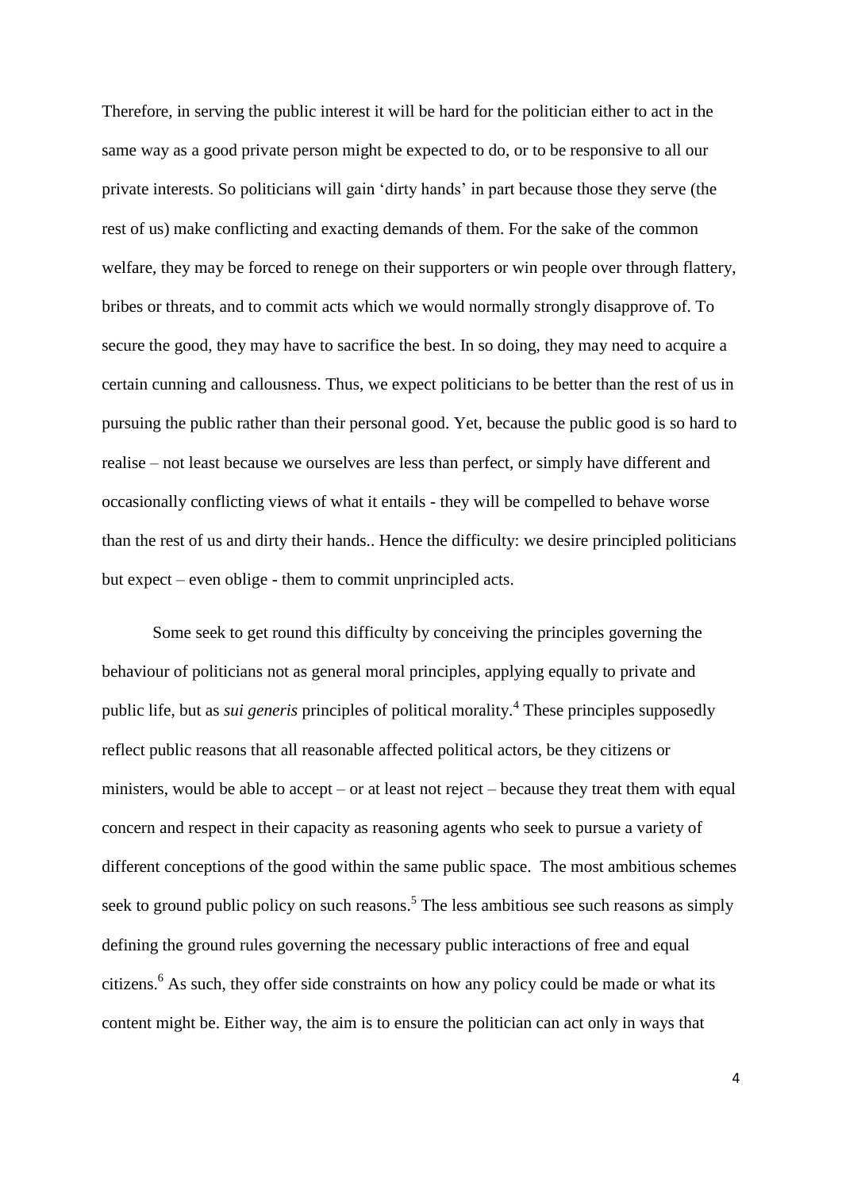Therefore, in serving the public interest it will be hard for the politician either to act in the same way as a good private person might be expected to do, or to be responsive to all our private interests. So politicians will gain 'dirty hands' in part because those they serve (the rest of us) make conflicting and exacting demands of them. For the sake of the common welfare, they may be forced to renege on their supporters or win people over through flattery, bribes or threats, and to commit acts which we would normally strongly disapprove of. To secure the good, they may have to sacrifice the best. In so doing, they may need to acquire a certain cunning and callousness. Thus, we expect politicians to be better than the rest of us in pursuing the public rather than their personal good. Yet, because the public good is so hard to realise – not least because we ourselves are less than perfect, or simply have different and occasionally conflicting views of what it entails - they will be compelled to behave worse than the rest of us and dirty their hands.. Hence the difficulty: we desire principled politicians but expect – even oblige - them to commit unprincipled acts.

Some seek to get round this difficulty by conceiving the principles governing the behaviour of politicians not as general moral principles, applying equally to private and public life, but as *sui generis* principles of political morality.[4] These principles supposedly reflect public reasons that all reasonable affected political actors, be they citizens or ministers, would be able to accept – or at least not reject – because they treat them with equal concern and respect in their capacity as reasoning agents who seek to pursue a variety of different conceptions of the good within the same public space. The most ambitious schemes seek to ground public policy on such reasons.[5] The less ambitious see such reasons as simply defining the ground rules governing the necessary public interactions of free and equal citizens.[6] As such, they offer side constraints on how any policy could be made or what its content might be. Either way, the aim is to ensure the politician can act only in ways that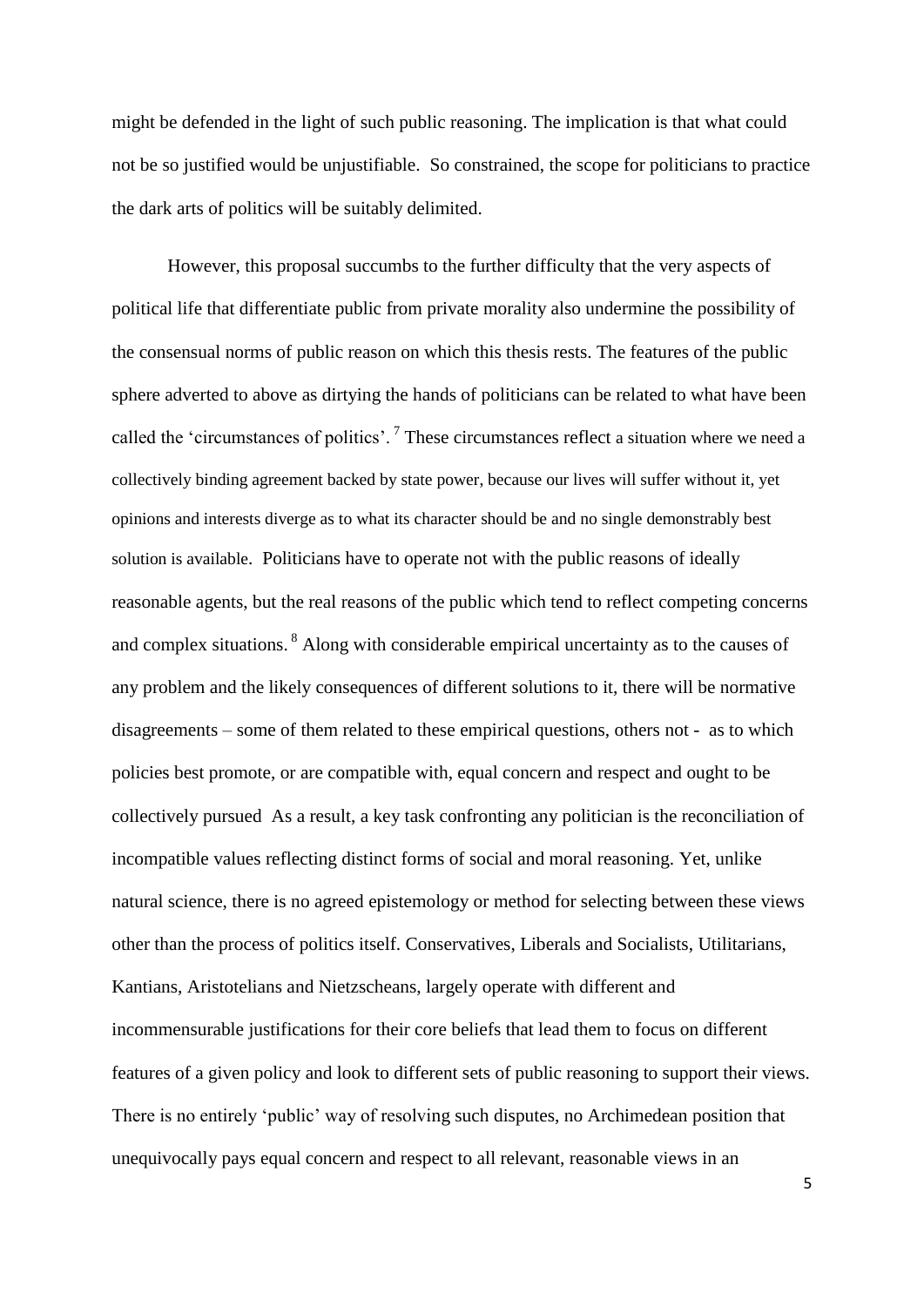might be defended in the light of such public reasoning. The implication is that what could not be so justified would be unjustifiable. So constrained, the scope for politicians to practice the dark arts of politics will be suitably delimited.

However, this proposal succumbs to the further difficulty that the very aspects of political life that differentiate public from private morality also undermine the possibility of the consensual norms of public reason on which this thesis rests. The features of the public sphere adverted to above as dirtying the hands of politicians can be related to what have been called the 'circumstances of politics'. [7] These circumstances reflect a situation where we need a collectively binding agreement backed by state power, because our lives will suffer without it, yet opinions and interests diverge as to what its character should be and no single demonstrably best solution is available. Politicians have to operate not with the public reasons of ideally reasonable agents, but the real reasons of the public which tend to reflect competing concerns and complex situations. [8] Along with considerable empirical uncertainty as to the causes of any problem and the likely consequences of different solutions to it, there will be normative disagreements – some of them related to these empirical questions, others not - as to which policies best promote, or are compatible with, equal concern and respect and ought to be collectively pursued As a result, a key task confronting any politician is the reconciliation of incompatible values reflecting distinct forms of social and moral reasoning. Yet, unlike natural science, there is no agreed epistemology or method for selecting between these views other than the process of politics itself. Conservatives, Liberals and Socialists, Utilitarians, Kantians, Aristotelians and Nietzscheans, largely operate with different and incommensurable justifications for their core beliefs that lead them to focus on different features of a given policy and look to different sets of public reasoning to support their views. There is no entirely 'public' way of resolving such disputes, no Archimedean position that unequivocally pays equal concern and respect to all relevant, reasonable views in an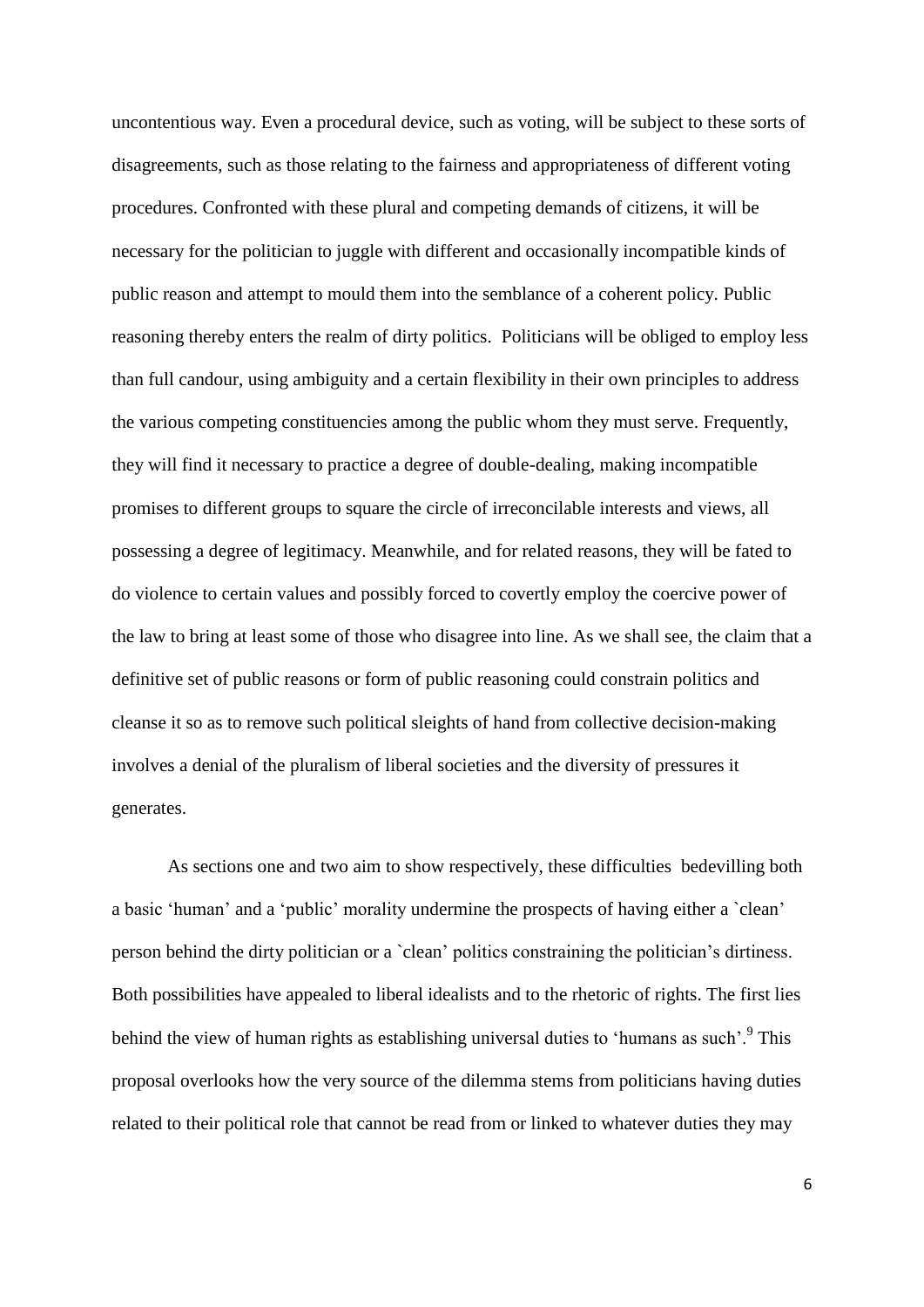uncontentious way. Even a procedural device, such as voting, will be subject to these sorts of disagreements, such as those relating to the fairness and appropriateness of different voting procedures. Confronted with these plural and competing demands of citizens, it will be necessary for the politician to juggle with different and occasionally incompatible kinds of public reason and attempt to mould them into the semblance of a coherent policy. Public reasoning thereby enters the realm of dirty politics. Politicians will be obliged to employ less than full candour, using ambiguity and a certain flexibility in their own principles to address the various competing constituencies among the public whom they must serve. Frequently, they will find it necessary to practice a degree of double-dealing, making incompatible promises to different groups to square the circle of irreconcilable interests and views, all possessing a degree of legitimacy. Meanwhile, and for related reasons, they will be fated to do violence to certain values and possibly forced to covertly employ the coercive power of the law to bring at least some of those who disagree into line. As we shall see, the claim that a definitive set of public reasons or form of public reasoning could constrain politics and cleanse it so as to remove such political sleights of hand from collective decision-making involves a denial of the pluralism of liberal societies and the diversity of pressures it generates.

As sections one and two aim to show respectively, these difficulties bedevilling both a basic 'human' and a 'public' morality undermine the prospects of having either a `clean' person behind the dirty politician or a `clean' politics constraining the politician's dirtiness. Both possibilities have appealed to liberal idealists and to the rhetoric of rights. The first lies behind the view of human rights as establishing universal duties to 'humans as such'.[9] This proposal overlooks how the very source of the dilemma stems from politicians having duties related to their political role that cannot be read from or linked to whatever duties they may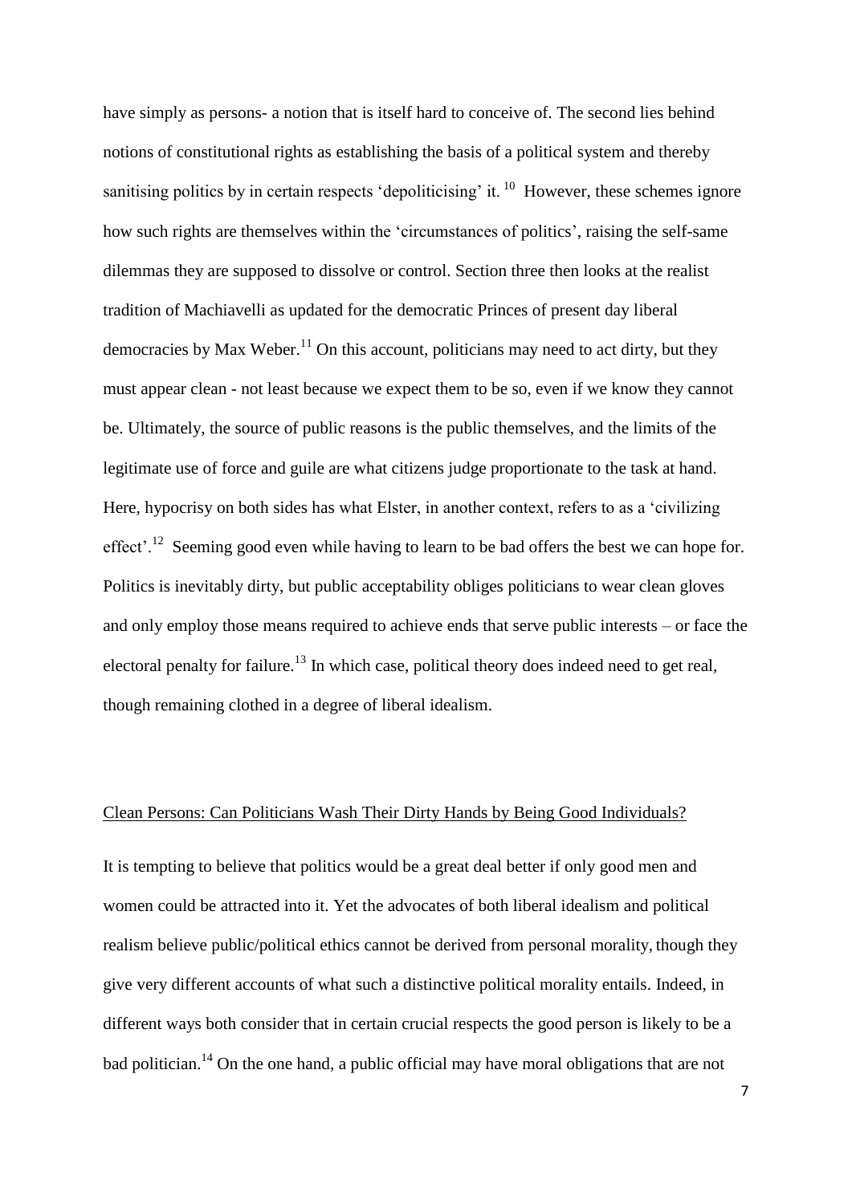have simply as persons- a notion that is itself hard to conceive of. The second lies behind notions of constitutional rights as establishing the basis of a political system and thereby sanitising politics by in certain respects 'depoliticising' it.[10] However, these schemes ignore how such rights are themselves within the 'circumstances of politics', raising the self-same dilemmas they are supposed to dissolve or control. Section three then looks at the realist tradition of Machiavelli as updated for the democratic Princes of present day liberal democracies by Max Weber.[11] On this account, politicians may need to act dirty, but they must appear clean - not least because we expect them to be so, even if we know they cannot be. Ultimately, the source of public reasons is the public themselves, and the limits of the legitimate use of force and guile are what citizens judge proportionate to the task at hand. Here, hypocrisy on both sides has what Elster, in another context, refers to as a 'civilizing effect'.[12] Seeming good even while having to learn to be bad offers the best we can hope for. Politics is inevitably dirty, but public acceptability obliges politicians to wear clean gloves and only employ those means required to achieve ends that serve public interests – or face the electoral penalty for failure.[13] In which case, political theory does indeed need to get real, though remaining clothed in a degree of liberal idealism.

## Clean Persons: Can Politicians Wash Their Dirty Hands by Being Good Individuals?

It is tempting to believe that politics would be a great deal better if only good men and women could be attracted into it. Yet the advocates of both liberal idealism and political realism believe public/political ethics cannot be derived from personal morality, though they give very different accounts of what such a distinctive political morality entails. Indeed, in different ways both consider that in certain crucial respects the good person is likely to be a bad politician.[14] On the one hand, a public official may have moral obligations that are not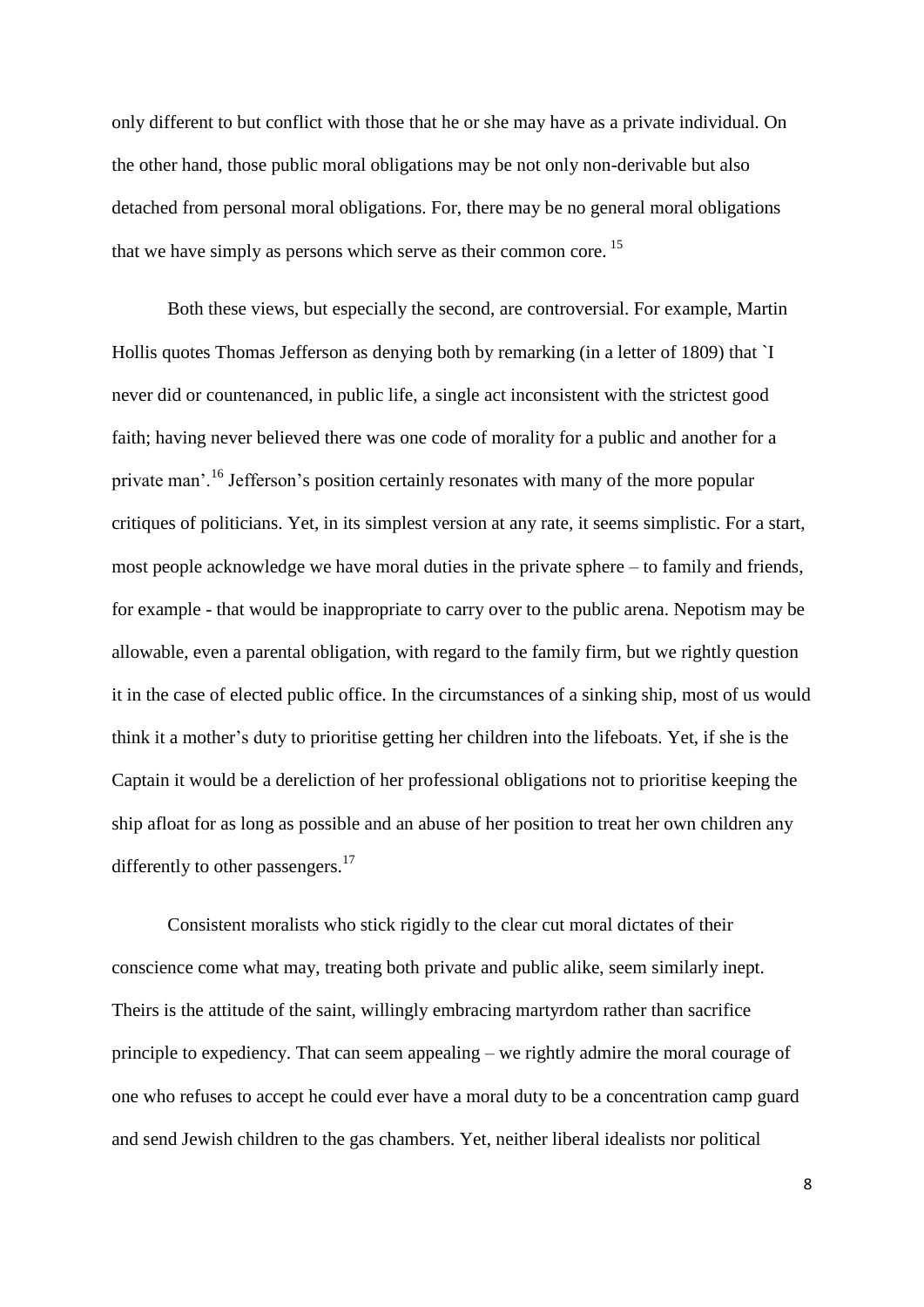only different to but conflict with those that he or she may have as a private individual. On the other hand, those public moral obligations may be not only non-derivable but also detached from personal moral obligations. For, there may be no general moral obligations that we have simply as persons which serve as their common core. [15]

Both these views, but especially the second, are controversial. For example, Martin Hollis quotes Thomas Jefferson as denying both by remarking (in a letter of 1809) that `I never did or countenanced, in public life, a single act inconsistent with the strictest good faith; having never believed there was one code of morality for a public and another for a private man'.[16] Jefferson's position certainly resonates with many of the more popular critiques of politicians. Yet, in its simplest version at any rate, it seems simplistic. For a start, most people acknowledge we have moral duties in the private sphere – to family and friends, for example - that would be inappropriate to carry over to the public arena. Nepotism may be allowable, even a parental obligation, with regard to the family firm, but we rightly question it in the case of elected public office. In the circumstances of a sinking ship, most of us would think it a mother's duty to prioritise getting her children into the lifeboats. Yet, if she is the Captain it would be a dereliction of her professional obligations not to prioritise keeping the ship afloat for as long as possible and an abuse of her position to treat her own children any differently to other passengers.[17]

Consistent moralists who stick rigidly to the clear cut moral dictates of their conscience come what may, treating both private and public alike, seem similarly inept. Theirs is the attitude of the saint, willingly embracing martyrdom rather than sacrifice principle to expediency. That can seem appealing – we rightly admire the moral courage of one who refuses to accept he could ever have a moral duty to be a concentration camp guard and send Jewish children to the gas chambers. Yet, neither liberal idealists nor political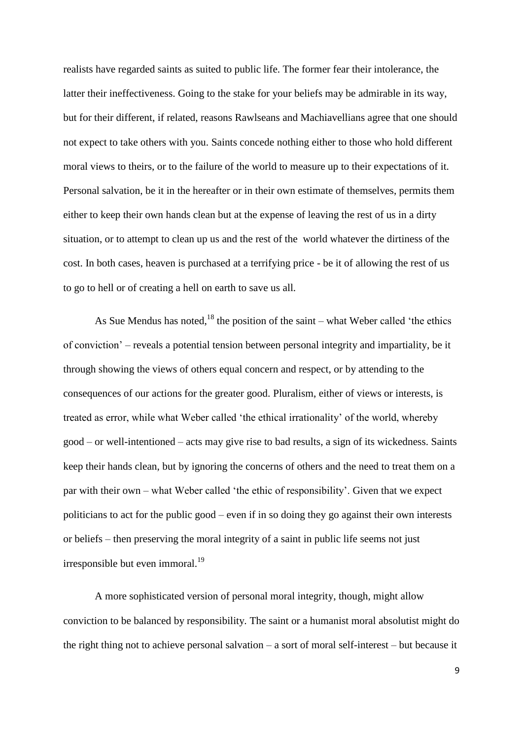realists have regarded saints as suited to public life. The former fear their intolerance, the latter their ineffectiveness. Going to the stake for your beliefs may be admirable in its way, but for their different, if related, reasons Rawlseans and Machiavellians agree that one should not expect to take others with you. Saints concede nothing either to those who hold different moral views to theirs, or to the failure of the world to measure up to their expectations of it. Personal salvation, be it in the hereafter or in their own estimate of themselves, permits them either to keep their own hands clean but at the expense of leaving the rest of us in a dirty situation, or to attempt to clean up us and the rest of the world whatever the dirtiness of the cost. In both cases, heaven is purchased at a terrifying price - be it of allowing the rest of us to go to hell or of creating a hell on earth to save us all.

As Sue Mendus has noted,[18] the position of the saint – what Weber called 'the ethics of conviction' – reveals a potential tension between personal integrity and impartiality, be it through showing the views of others equal concern and respect, or by attending to the consequences of our actions for the greater good. Pluralism, either of views or interests, is treated as error, while what Weber called 'the ethical irrationality' of the world, whereby good – or well-intentioned – acts may give rise to bad results, a sign of its wickedness. Saints keep their hands clean, but by ignoring the concerns of others and the need to treat them on a par with their own – what Weber called 'the ethic of responsibility'. Given that we expect politicians to act for the public good – even if in so doing they go against their own interests or beliefs – then preserving the moral integrity of a saint in public life seems not just irresponsible but even immoral.[19]

A more sophisticated version of personal moral integrity, though, might allow conviction to be balanced by responsibility. The saint or a humanist moral absolutist might do the right thing not to achieve personal salvation – a sort of moral self-interest – but because it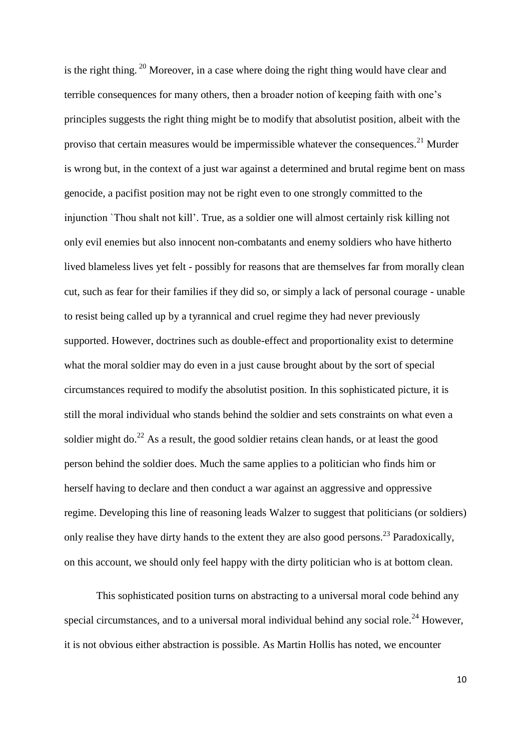is the right thing. [20] Moreover, in a case where doing the right thing would have clear and terrible consequences for many others, then a broader notion of keeping faith with one's principles suggests the right thing might be to modify that absolutist position, albeit with the proviso that certain measures would be impermissible whatever the consequences.[21] Murder is wrong but, in the context of a just war against a determined and brutal regime bent on mass genocide, a pacifist position may not be right even to one strongly committed to the injunction `Thou shalt not kill'. True, as a soldier one will almost certainly risk killing not only evil enemies but also innocent non-combatants and enemy soldiers who have hitherto lived blameless lives yet felt - possibly for reasons that are themselves far from morally clean cut, such as fear for their families if they did so, or simply a lack of personal courage - unable to resist being called up by a tyrannical and cruel regime they had never previously supported. However, doctrines such as double-effect and proportionality exist to determine what the moral soldier may do even in a just cause brought about by the sort of special circumstances required to modify the absolutist position. In this sophisticated picture, it is still the moral individual who stands behind the soldier and sets constraints on what even a soldier might do.[22] As a result, the good soldier retains clean hands, or at least the good person behind the soldier does. Much the same applies to a politician who finds him or herself having to declare and then conduct a war against an aggressive and oppressive regime. Developing this line of reasoning leads Walzer to suggest that politicians (or soldiers) only realise they have dirty hands to the extent they are also good persons.[23] Paradoxically, on this account, we should only feel happy with the dirty politician who is at bottom clean.

This sophisticated position turns on abstracting to a universal moral code behind any special circumstances, and to a universal moral individual behind any social role.[24] However, it is not obvious either abstraction is possible. As Martin Hollis has noted, we encounter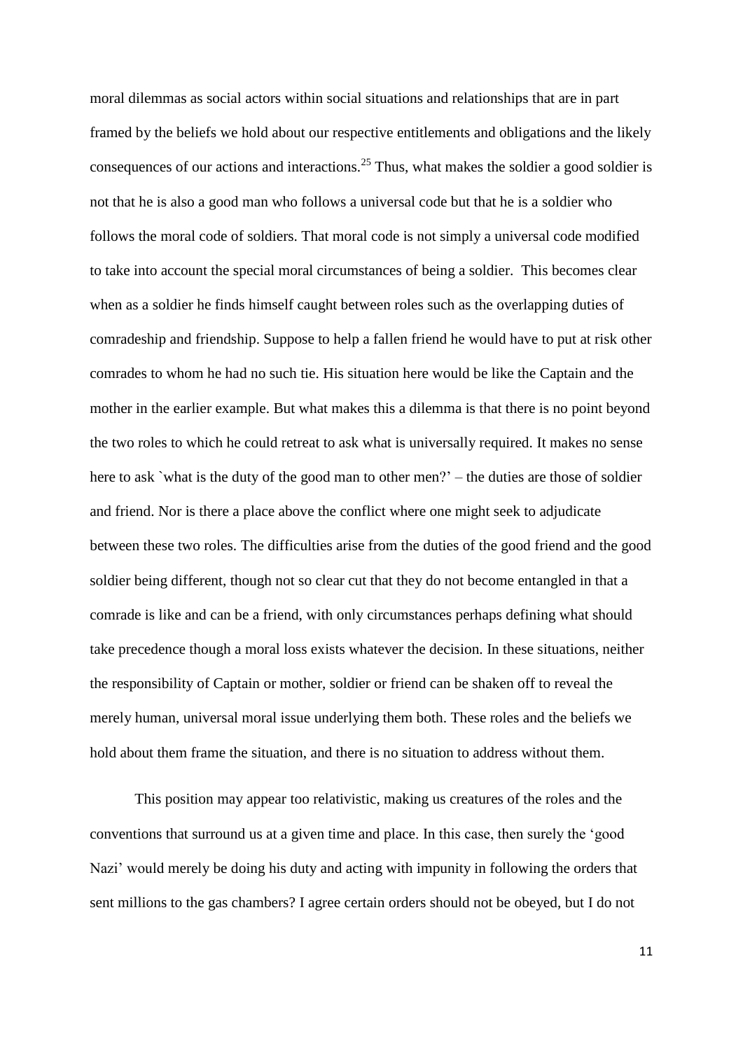moral dilemmas as social actors within social situations and relationships that are in part framed by the beliefs we hold about our respective entitlements and obligations and the likely consequences of our actions and interactions.[25] Thus, what makes the soldier a good soldier is not that he is also a good man who follows a universal code but that he is a soldier who follows the moral code of soldiers. That moral code is not simply a universal code modified to take into account the special moral circumstances of being a soldier. This becomes clear when as a soldier he finds himself caught between roles such as the overlapping duties of comradeship and friendship. Suppose to help a fallen friend he would have to put at risk other comrades to whom he had no such tie. His situation here would be like the Captain and the mother in the earlier example. But what makes this a dilemma is that there is no point beyond the two roles to which he could retreat to ask what is universally required. It makes no sense here to ask `what is the duty of the good man to other men?' – the duties are those of soldier and friend. Nor is there a place above the conflict where one might seek to adjudicate between these two roles. The difficulties arise from the duties of the good friend and the good soldier being different, though not so clear cut that they do not become entangled in that a comrade is like and can be a friend, with only circumstances perhaps defining what should take precedence though a moral loss exists whatever the decision. In these situations, neither the responsibility of Captain or mother, soldier or friend can be shaken off to reveal the merely human, universal moral issue underlying them both. These roles and the beliefs we hold about them frame the situation, and there is no situation to address without them.

This position may appear too relativistic, making us creatures of the roles and the conventions that surround us at a given time and place. In this case, then surely the 'good Nazi' would merely be doing his duty and acting with impunity in following the orders that sent millions to the gas chambers? I agree certain orders should not be obeyed, but I do not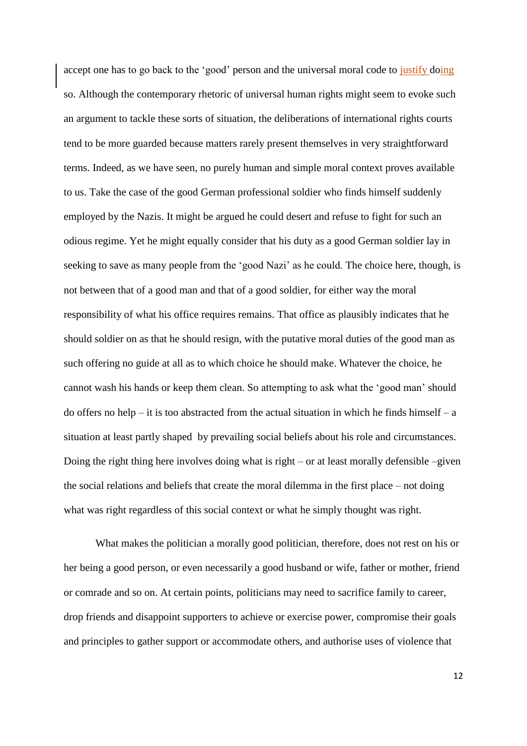accept one has to go back to the 'good' person and the universal moral code to justify doing so. Although the contemporary rhetoric of universal human rights might seem to evoke such an argument to tackle these sorts of situation, the deliberations of international rights courts tend to be more guarded because matters rarely present themselves in very straightforward terms. Indeed, as we have seen, no purely human and simple moral context proves available to us. Take the case of the good German professional soldier who finds himself suddenly employed by the Nazis. It might be argued he could desert and refuse to fight for such an odious regime. Yet he might equally consider that his duty as a good German soldier lay in seeking to save as many people from the 'good Nazi' as he could. The choice here, though, is not between that of a good man and that of a good soldier, for either way the moral responsibility of what his office requires remains. That office as plausibly indicates that he should soldier on as that he should resign, with the putative moral duties of the good man as such offering no guide at all as to which choice he should make. Whatever the choice, he cannot wash his hands or keep them clean. So attempting to ask what the 'good man' should do offers no help – it is too abstracted from the actual situation in which he finds himself – a situation at least partly shaped by prevailing social beliefs about his role and circumstances. Doing the right thing here involves doing what is right – or at least morally defensible –given the social relations and beliefs that create the moral dilemma in the first place – not doing what was right regardless of this social context or what he simply thought was right.

What makes the politician a morally good politician, therefore, does not rest on his or her being a good person, or even necessarily a good husband or wife, father or mother, friend or comrade and so on. At certain points, politicians may need to sacrifice family to career, drop friends and disappoint supporters to achieve or exercise power, compromise their goals and principles to gather support or accommodate others, and authorise uses of violence that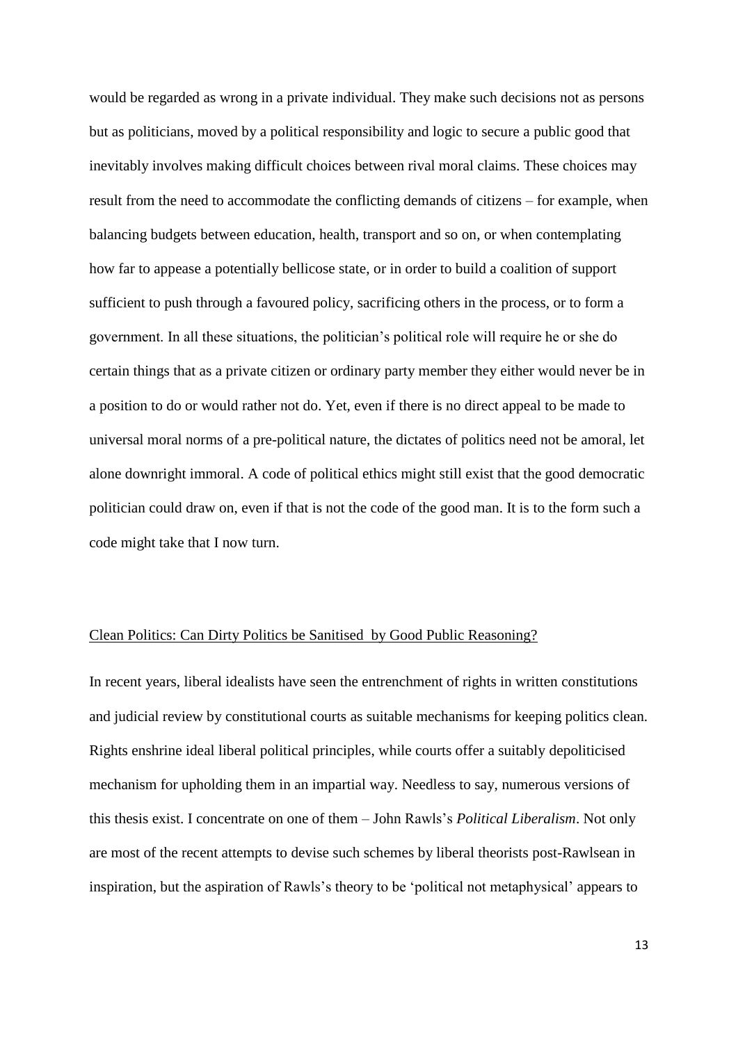would be regarded as wrong in a private individual. They make such decisions not as persons but as politicians, moved by a political responsibility and logic to secure a public good that inevitably involves making difficult choices between rival moral claims. These choices may result from the need to accommodate the conflicting demands of citizens – for example, when balancing budgets between education, health, transport and so on, or when contemplating how far to appease a potentially bellicose state, or in order to build a coalition of support sufficient to push through a favoured policy, sacrificing others in the process, or to form a government. In all these situations, the politician's political role will require he or she do certain things that as a private citizen or ordinary party member they either would never be in a position to do or would rather not do. Yet, even if there is no direct appeal to be made to universal moral norms of a pre-political nature, the dictates of politics need not be amoral, let alone downright immoral. A code of political ethics might still exist that the good democratic politician could draw on, even if that is not the code of the good man. It is to the form such a code might take that I now turn.

## Clean Politics: Can Dirty Politics be Sanitised by Good Public Reasoning?

In recent years, liberal idealists have seen the entrenchment of rights in written constitutions and judicial review by constitutional courts as suitable mechanisms for keeping politics clean. Rights enshrine ideal liberal political principles, while courts offer a suitably depoliticised mechanism for upholding them in an impartial way. Needless to say, numerous versions of this thesis exist. I concentrate on one of them – John Rawls's *Political Liberalism*. Not only are most of the recent attempts to devise such schemes by liberal theorists post-Rawlsean in inspiration, but the aspiration of Rawls's theory to be 'political not metaphysical' appears to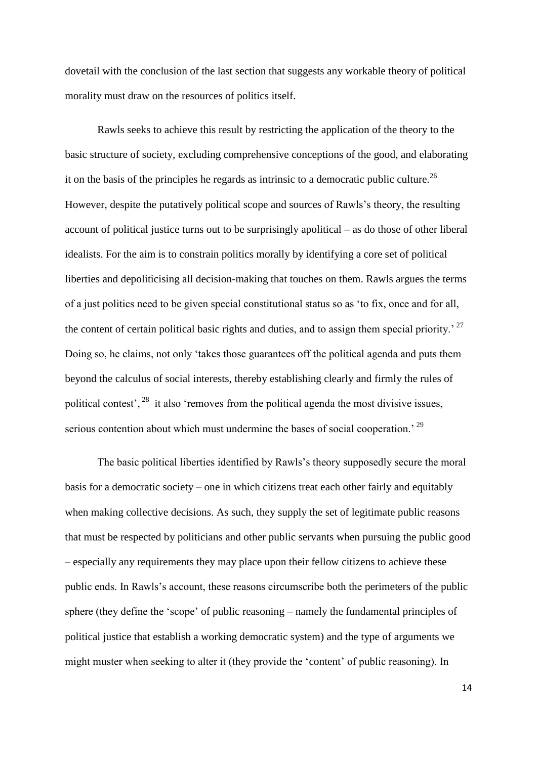dovetail with the conclusion of the last section that suggests any workable theory of political morality must draw on the resources of politics itself.

Rawls seeks to achieve this result by restricting the application of the theory to the basic structure of society, excluding comprehensive conceptions of the good, and elaborating it on the basis of the principles he regards as intrinsic to a democratic public culture.[26] However, despite the putatively political scope and sources of Rawls's theory, the resulting account of political justice turns out to be surprisingly apolitical – as do those of other liberal idealists. For the aim is to constrain politics morally by identifying a core set of political liberties and depoliticising all decision-making that touches on them. Rawls argues the terms of a just politics need to be given special constitutional status so as 'to fix, once and for all, the content of certain political basic rights and duties, and to assign them special priority.'[27] Doing so, he claims, not only 'takes those guarantees off the political agenda and puts them beyond the calculus of social interests, thereby establishing clearly and firmly the rules of political contest',[28] it also 'removes from the political agenda the most divisive issues, serious contention about which must undermine the bases of social cooperation.'[29]

The basic political liberties identified by Rawls's theory supposedly secure the moral basis for a democratic society – one in which citizens treat each other fairly and equitably when making collective decisions. As such, they supply the set of legitimate public reasons that must be respected by politicians and other public servants when pursuing the public good – especially any requirements they may place upon their fellow citizens to achieve these public ends. In Rawls's account, these reasons circumscribe both the perimeters of the public sphere (they define the 'scope' of public reasoning – namely the fundamental principles of political justice that establish a working democratic system) and the type of arguments we might muster when seeking to alter it (they provide the 'content' of public reasoning). In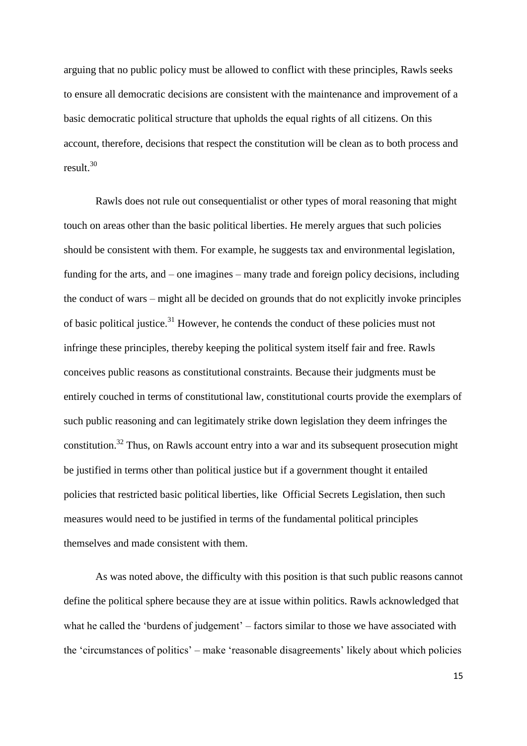arguing that no public policy must be allowed to conflict with these principles, Rawls seeks to ensure all democratic decisions are consistent with the maintenance and improvement of a basic democratic political structure that upholds the equal rights of all citizens. On this account, therefore, decisions that respect the constitution will be clean as to both process and result.[30]

Rawls does not rule out consequentialist or other types of moral reasoning that might touch on areas other than the basic political liberties. He merely argues that such policies should be consistent with them. For example, he suggests tax and environmental legislation, funding for the arts, and – one imagines – many trade and foreign policy decisions, including the conduct of wars – might all be decided on grounds that do not explicitly invoke principles of basic political justice.[31] However, he contends the conduct of these policies must not infringe these principles, thereby keeping the political system itself fair and free. Rawls conceives public reasons as constitutional constraints. Because their judgments must be entirely couched in terms of constitutional law, constitutional courts provide the exemplars of such public reasoning and can legitimately strike down legislation they deem infringes the constitution.[32] Thus, on Rawls account entry into a war and its subsequent prosecution might be justified in terms other than political justice but if a government thought it entailed policies that restricted basic political liberties, like Official Secrets Legislation, then such measures would need to be justified in terms of the fundamental political principles themselves and made consistent with them.

As was noted above, the difficulty with this position is that such public reasons cannot define the political sphere because they are at issue within politics. Rawls acknowledged that what he called the 'burdens of judgement' – factors similar to those we have associated with the 'circumstances of politics' – make 'reasonable disagreements' likely about which policies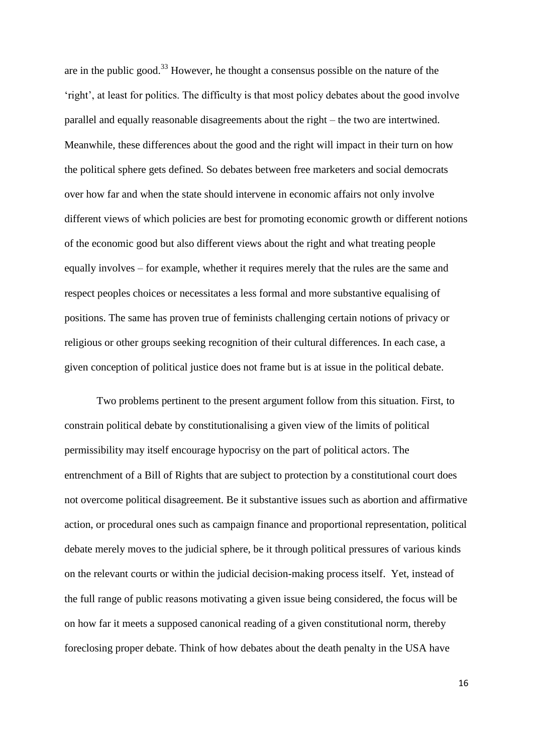are in the public good.[33] However, he thought a consensus possible on the nature of the 'right', at least for politics. The difficulty is that most policy debates about the good involve parallel and equally reasonable disagreements about the right – the two are intertwined. Meanwhile, these differences about the good and the right will impact in their turn on how the political sphere gets defined. So debates between free marketers and social democrats over how far and when the state should intervene in economic affairs not only involve different views of which policies are best for promoting economic growth or different notions of the economic good but also different views about the right and what treating people equally involves – for example, whether it requires merely that the rules are the same and respect peoples choices or necessitates a less formal and more substantive equalising of positions. The same has proven true of feminists challenging certain notions of privacy or religious or other groups seeking recognition of their cultural differences. In each case, a given conception of political justice does not frame but is at issue in the political debate.

Two problems pertinent to the present argument follow from this situation. First, to constrain political debate by constitutionalising a given view of the limits of political permissibility may itself encourage hypocrisy on the part of political actors. The entrenchment of a Bill of Rights that are subject to protection by a constitutional court does not overcome political disagreement. Be it substantive issues such as abortion and affirmative action, or procedural ones such as campaign finance and proportional representation, political debate merely moves to the judicial sphere, be it through political pressures of various kinds on the relevant courts or within the judicial decision-making process itself. Yet, instead of the full range of public reasons motivating a given issue being considered, the focus will be on how far it meets a supposed canonical reading of a given constitutional norm, thereby foreclosing proper debate. Think of how debates about the death penalty in the USA have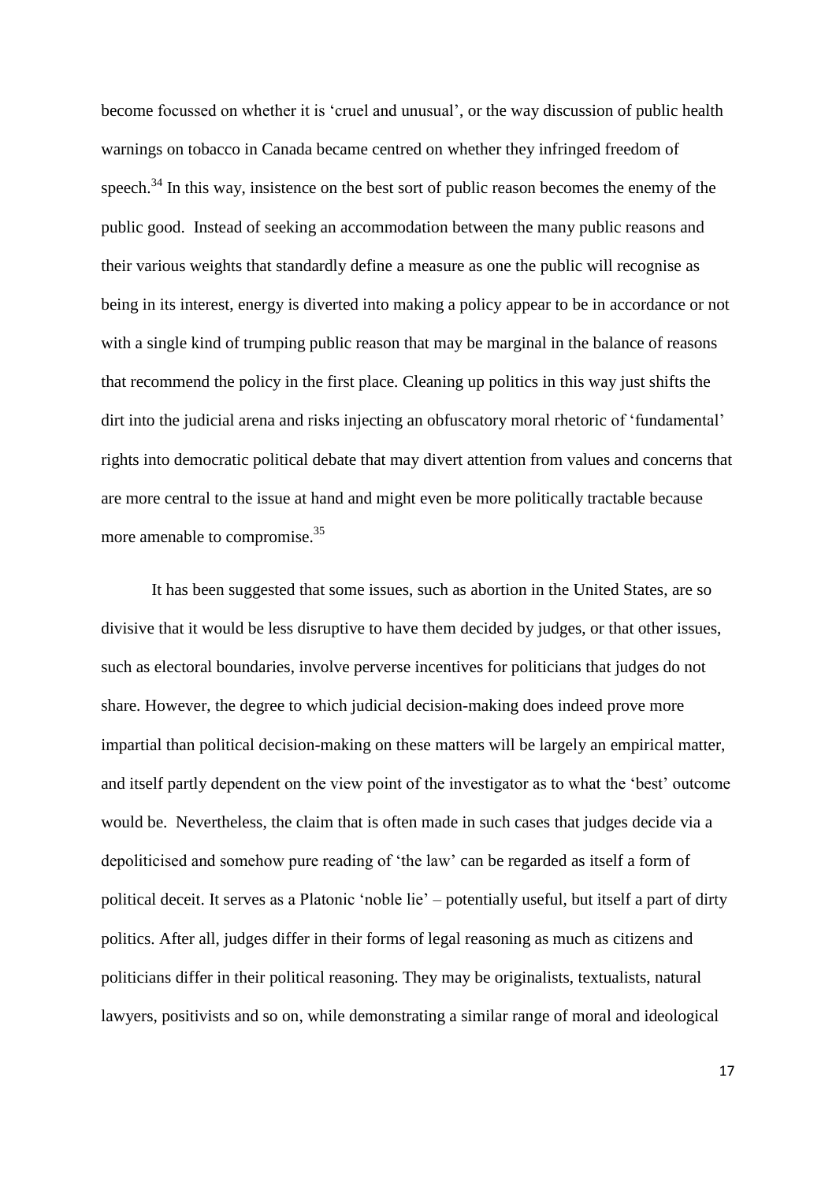become focussed on whether it is 'cruel and unusual', or the way discussion of public health warnings on tobacco in Canada became centred on whether they infringed freedom of speech.[34] In this way, insistence on the best sort of public reason becomes the enemy of the public good. Instead of seeking an accommodation between the many public reasons and their various weights that standardly define a measure as one the public will recognise as being in its interest, energy is diverted into making a policy appear to be in accordance or not with a single kind of trumping public reason that may be marginal in the balance of reasons that recommend the policy in the first place. Cleaning up politics in this way just shifts the dirt into the judicial arena and risks injecting an obfuscatory moral rhetoric of 'fundamental' rights into democratic political debate that may divert attention from values and concerns that are more central to the issue at hand and might even be more politically tractable because more amenable to compromise.[35]

It has been suggested that some issues, such as abortion in the United States, are so divisive that it would be less disruptive to have them decided by judges, or that other issues, such as electoral boundaries, involve perverse incentives for politicians that judges do not share. However, the degree to which judicial decision-making does indeed prove more impartial than political decision-making on these matters will be largely an empirical matter, and itself partly dependent on the view point of the investigator as to what the 'best' outcome would be. Nevertheless, the claim that is often made in such cases that judges decide via a depoliticised and somehow pure reading of 'the law' can be regarded as itself a form of political deceit. It serves as a Platonic 'noble lie' – potentially useful, but itself a part of dirty politics. After all, judges differ in their forms of legal reasoning as much as citizens and politicians differ in their political reasoning. They may be originalists, textualists, natural lawyers, positivists and so on, while demonstrating a similar range of moral and ideological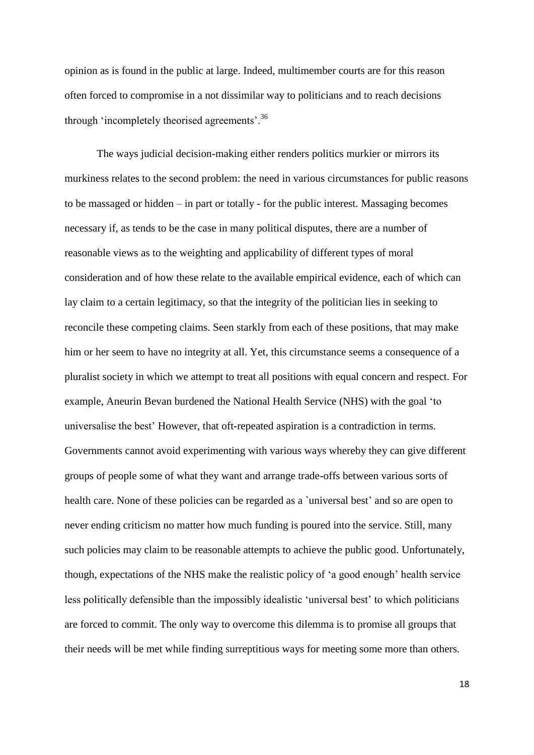opinion as is found in the public at large. Indeed, multimember courts are for this reason often forced to compromise in a not dissimilar way to politicians and to reach decisions through 'incompletely theorised agreements'.[36]

The ways judicial decision-making either renders politics murkier or mirrors its murkiness relates to the second problem: the need in various circumstances for public reasons to be massaged or hidden – in part or totally - for the public interest. Massaging becomes necessary if, as tends to be the case in many political disputes, there are a number of reasonable views as to the weighting and applicability of different types of moral consideration and of how these relate to the available empirical evidence, each of which can lay claim to a certain legitimacy, so that the integrity of the politician lies in seeking to reconcile these competing claims. Seen starkly from each of these positions, that may make him or her seem to have no integrity at all. Yet, this circumstance seems a consequence of a pluralist society in which we attempt to treat all positions with equal concern and respect. For example, Aneurin Bevan burdened the National Health Service (NHS) with the goal 'to universalise the best' However, that oft-repeated aspiration is a contradiction in terms. Governments cannot avoid experimenting with various ways whereby they can give different groups of people some of what they want and arrange trade-offs between various sorts of health care. None of these policies can be regarded as a `universal best' and so are open to never ending criticism no matter how much funding is poured into the service. Still, many such policies may claim to be reasonable attempts to achieve the public good. Unfortunately, though, expectations of the NHS make the realistic policy of 'a good enough' health service less politically defensible than the impossibly idealistic 'universal best' to which politicians are forced to commit. The only way to overcome this dilemma is to promise all groups that their needs will be met while finding surreptitious ways for meeting some more than others.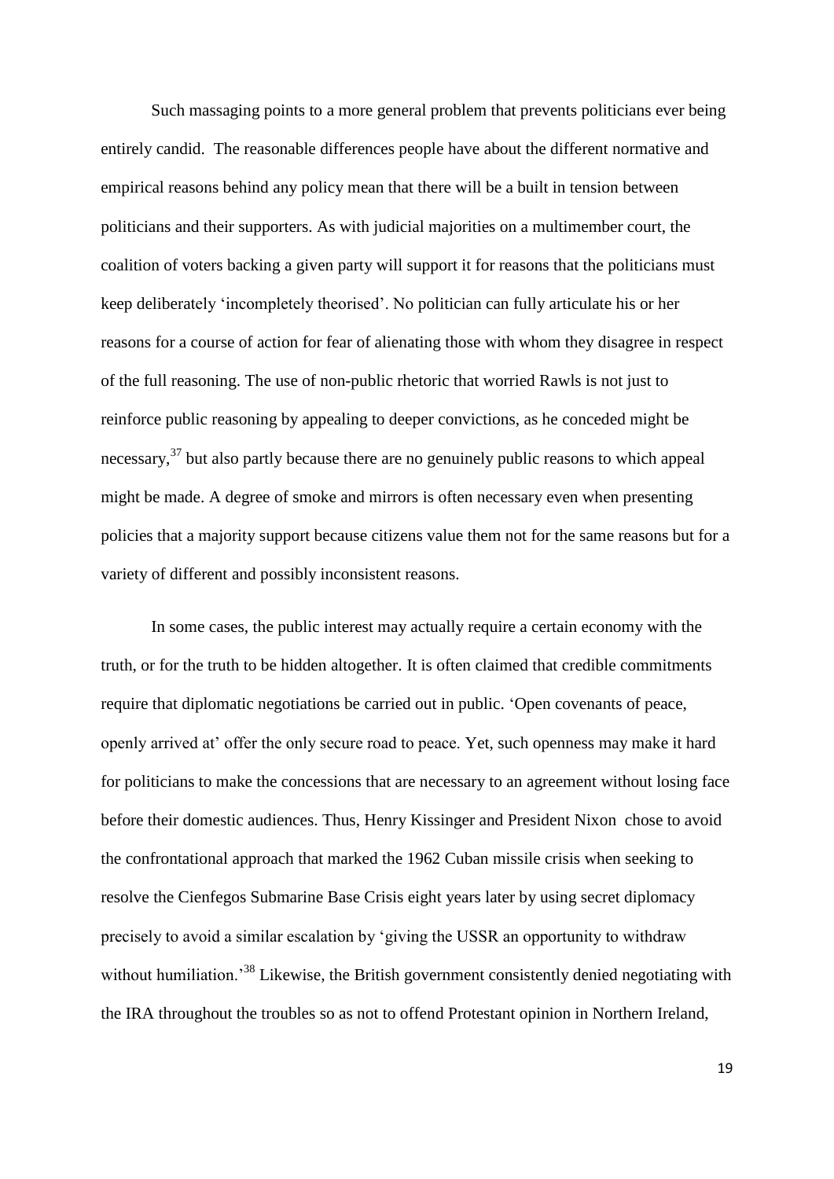Such massaging points to a more general problem that prevents politicians ever being entirely candid. The reasonable differences people have about the different normative and empirical reasons behind any policy mean that there will be a built in tension between politicians and their supporters. As with judicial majorities on a multimember court, the coalition of voters backing a given party will support it for reasons that the politicians must keep deliberately 'incompletely theorised'. No politician can fully articulate his or her reasons for a course of action for fear of alienating those with whom they disagree in respect of the full reasoning. The use of non-public rhetoric that worried Rawls is not just to reinforce public reasoning by appealing to deeper convictions, as he conceded might be necessary,[37] but also partly because there are no genuinely public reasons to which appeal might be made. A degree of smoke and mirrors is often necessary even when presenting policies that a majority support because citizens value them not for the same reasons but for a variety of different and possibly inconsistent reasons.

In some cases, the public interest may actually require a certain economy with the truth, or for the truth to be hidden altogether. It is often claimed that credible commitments require that diplomatic negotiations be carried out in public. 'Open covenants of peace, openly arrived at' offer the only secure road to peace. Yet, such openness may make it hard for politicians to make the concessions that are necessary to an agreement without losing face before their domestic audiences. Thus, Henry Kissinger and President Nixon chose to avoid the confrontational approach that marked the 1962 Cuban missile crisis when seeking to resolve the Cienfegos Submarine Base Crisis eight years later by using secret diplomacy precisely to avoid a similar escalation by 'giving the USSR an opportunity to withdraw without humiliation.'[38] Likewise, the British government consistently denied negotiating with the IRA throughout the troubles so as not to offend Protestant opinion in Northern Ireland,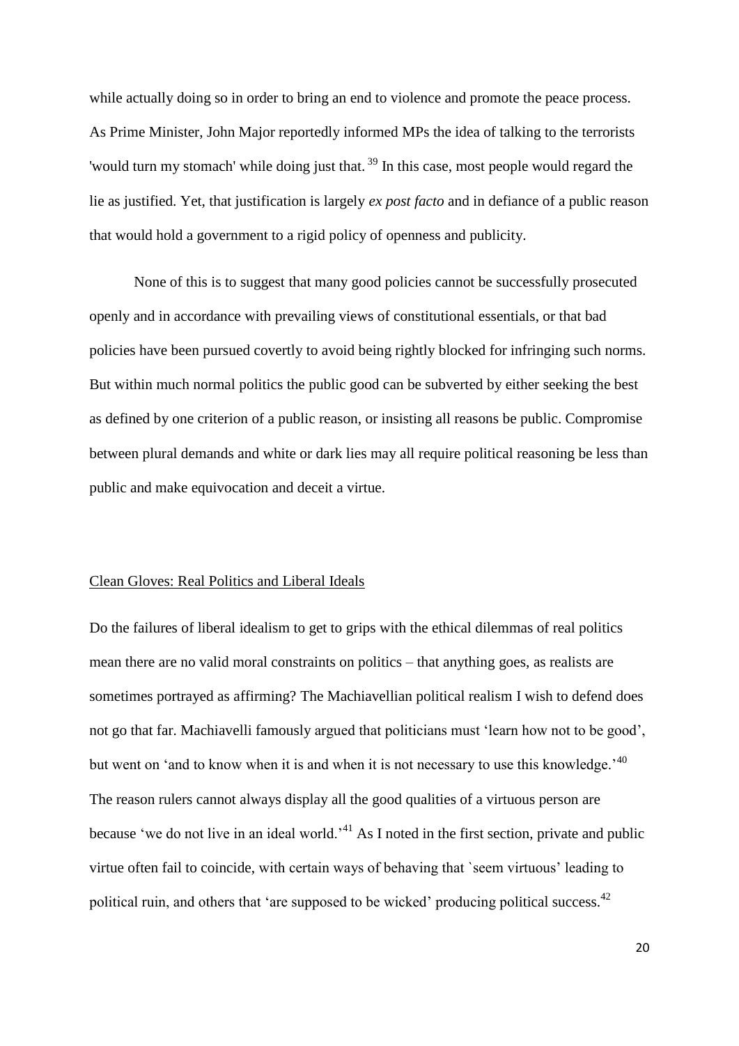while actually doing so in order to bring an end to violence and promote the peace process. As Prime Minister, John Major reportedly informed MPs the idea of talking to the terrorists 'would turn my stomach' while doing just that.[39] In this case, most people would regard the lie as justified. Yet, that justification is largely *ex post facto* and in defiance of a public reason that would hold a government to a rigid policy of openness and publicity.

None of this is to suggest that many good policies cannot be successfully prosecuted openly and in accordance with prevailing views of constitutional essentials, or that bad policies have been pursued covertly to avoid being rightly blocked for infringing such norms. But within much normal politics the public good can be subverted by either seeking the best as defined by one criterion of a public reason, or insisting all reasons be public. Compromise between plural demands and white or dark lies may all require political reasoning be less than public and make equivocation and deceit a virtue.

## Clean Gloves: Real Politics and Liberal Ideals

Do the failures of liberal idealism to get to grips with the ethical dilemmas of real politics mean there are no valid moral constraints on politics – that anything goes, as realists are sometimes portrayed as affirming? The Machiavellian political realism I wish to defend does not go that far. Machiavelli famously argued that politicians must 'learn how not to be good', but went on 'and to know when it is and when it is not necessary to use this knowledge.'[40] The reason rulers cannot always display all the good qualities of a virtuous person are because 'we do not live in an ideal world.'[41] As I noted in the first section, private and public virtue often fail to coincide, with certain ways of behaving that `seem virtuous' leading to political ruin, and others that 'are supposed to be wicked' producing political success.[42]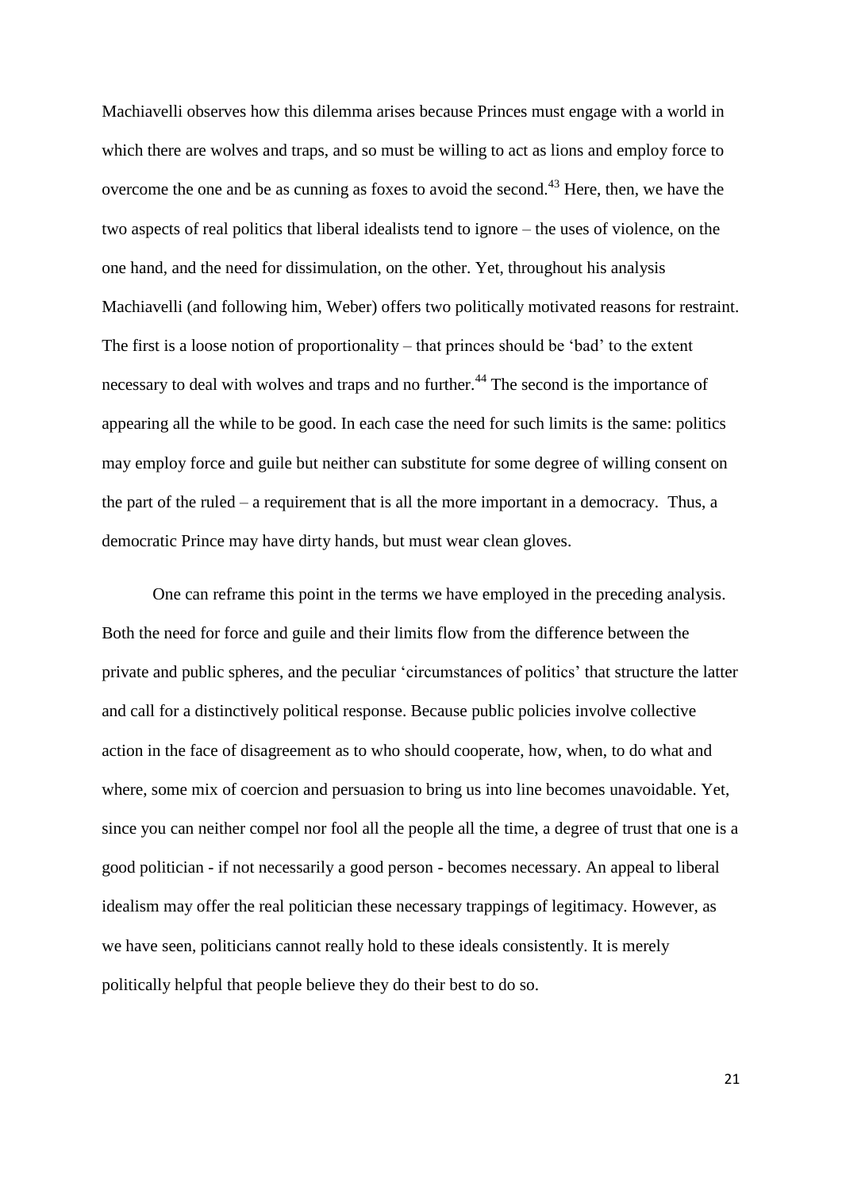Machiavelli observes how this dilemma arises because Princes must engage with a world in which there are wolves and traps, and so must be willing to act as lions and employ force to overcome the one and be as cunning as foxes to avoid the second.[43] Here, then, we have the two aspects of real politics that liberal idealists tend to ignore – the uses of violence, on the one hand, and the need for dissimulation, on the other. Yet, throughout his analysis Machiavelli (and following him, Weber) offers two politically motivated reasons for restraint. The first is a loose notion of proportionality – that princes should be 'bad' to the extent necessary to deal with wolves and traps and no further.[44] The second is the importance of appearing all the while to be good. In each case the need for such limits is the same: politics may employ force and guile but neither can substitute for some degree of willing consent on the part of the ruled – a requirement that is all the more important in a democracy. Thus, a democratic Prince may have dirty hands, but must wear clean gloves.

One can reframe this point in the terms we have employed in the preceding analysis. Both the need for force and guile and their limits flow from the difference between the private and public spheres, and the peculiar 'circumstances of politics' that structure the latter and call for a distinctively political response. Because public policies involve collective action in the face of disagreement as to who should cooperate, how, when, to do what and where, some mix of coercion and persuasion to bring us into line becomes unavoidable. Yet, since you can neither compel nor fool all the people all the time, a degree of trust that one is a good politician - if not necessarily a good person - becomes necessary. An appeal to liberal idealism may offer the real politician these necessary trappings of legitimacy. However, as we have seen, politicians cannot really hold to these ideals consistently. It is merely politically helpful that people believe they do their best to do so.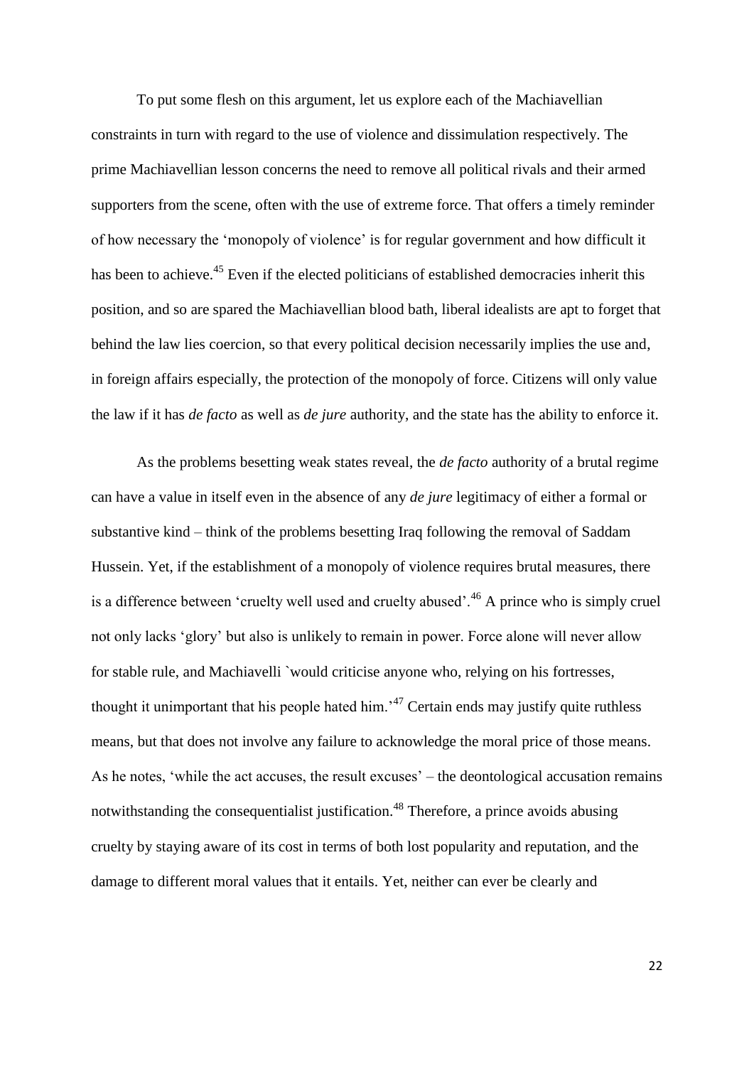To put some flesh on this argument, let us explore each of the Machiavellian constraints in turn with regard to the use of violence and dissimulation respectively. The prime Machiavellian lesson concerns the need to remove all political rivals and their armed supporters from the scene, often with the use of extreme force. That offers a timely reminder of how necessary the 'monopoly of violence' is for regular government and how difficult it has been to achieve.[45] Even if the elected politicians of established democracies inherit this position, and so are spared the Machiavellian blood bath, liberal idealists are apt to forget that behind the law lies coercion, so that every political decision necessarily implies the use and, in foreign affairs especially, the protection of the monopoly of force. Citizens will only value the law if it has *de facto* as well as *de jure* authority, and the state has the ability to enforce it.

As the problems besetting weak states reveal, the *de facto* authority of a brutal regime can have a value in itself even in the absence of any *de jure* legitimacy of either a formal or substantive kind – think of the problems besetting Iraq following the removal of Saddam Hussein. Yet, if the establishment of a monopoly of violence requires brutal measures, there is a difference between 'cruelty well used and cruelty abused'.[46] A prince who is simply cruel not only lacks 'glory' but also is unlikely to remain in power. Force alone will never allow for stable rule, and Machiavelli `would criticise anyone who, relying on his fortresses, thought it unimportant that his people hated him.'[47] Certain ends may justify quite ruthless means, but that does not involve any failure to acknowledge the moral price of those means. As he notes, 'while the act accuses, the result excuses' – the deontological accusation remains notwithstanding the consequentialist justification.[48] Therefore, a prince avoids abusing cruelty by staying aware of its cost in terms of both lost popularity and reputation, and the damage to different moral values that it entails. Yet, neither can ever be clearly and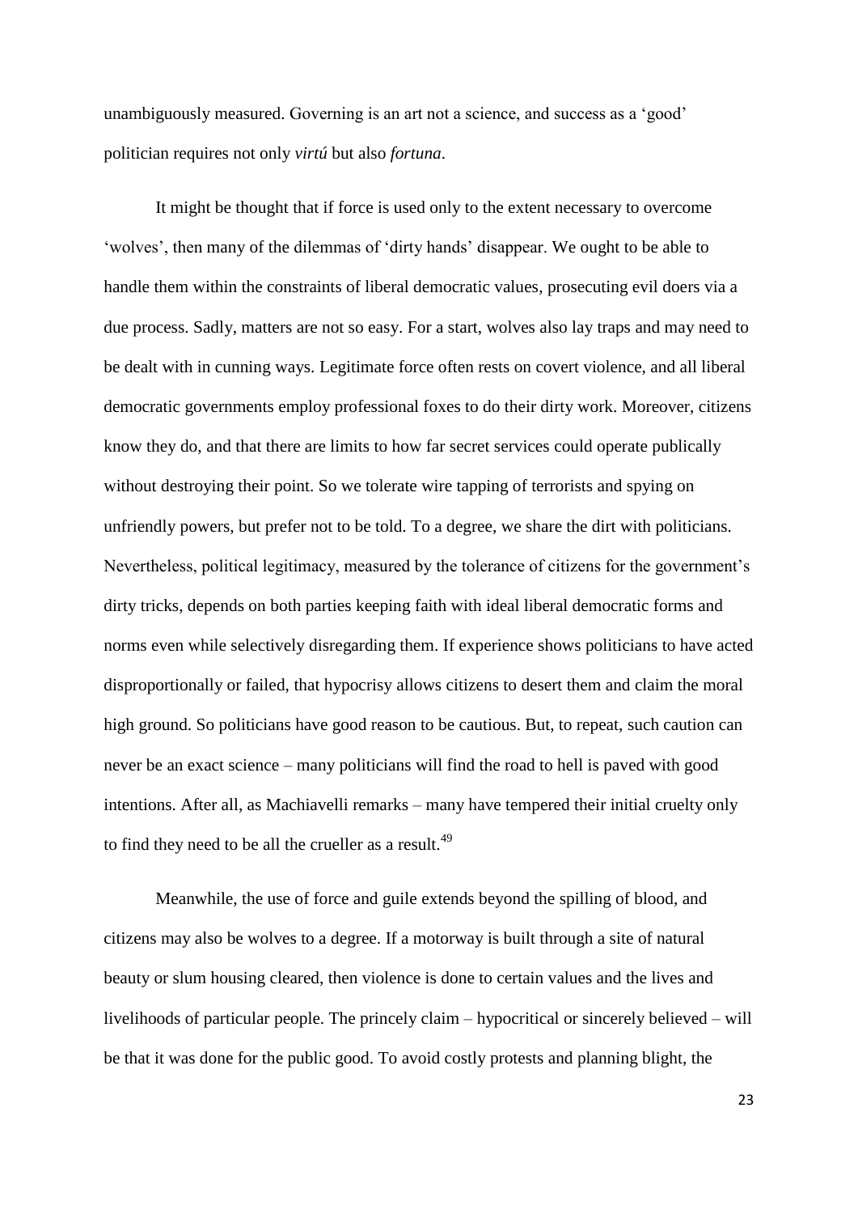unambiguously measured. Governing is an art not a science, and success as a 'good' politician requires not only *virtú* but also *fortuna*.

It might be thought that if force is used only to the extent necessary to overcome 'wolves', then many of the dilemmas of 'dirty hands' disappear. We ought to be able to handle them within the constraints of liberal democratic values, prosecuting evil doers via a due process. Sadly, matters are not so easy. For a start, wolves also lay traps and may need to be dealt with in cunning ways. Legitimate force often rests on covert violence, and all liberal democratic governments employ professional foxes to do their dirty work. Moreover, citizens know they do, and that there are limits to how far secret services could operate publically without destroying their point. So we tolerate wire tapping of terrorists and spying on unfriendly powers, but prefer not to be told. To a degree, we share the dirt with politicians. Nevertheless, political legitimacy, measured by the tolerance of citizens for the government's dirty tricks, depends on both parties keeping faith with ideal liberal democratic forms and norms even while selectively disregarding them. If experience shows politicians to have acted disproportionally or failed, that hypocrisy allows citizens to desert them and claim the moral high ground. So politicians have good reason to be cautious. But, to repeat, such caution can never be an exact science – many politicians will find the road to hell is paved with good intentions. After all, as Machiavelli remarks – many have tempered their initial cruelty only to find they need to be all the crueller as a result.[49]

Meanwhile, the use of force and guile extends beyond the spilling of blood, and citizens may also be wolves to a degree. If a motorway is built through a site of natural beauty or slum housing cleared, then violence is done to certain values and the lives and livelihoods of particular people. The princely claim – hypocritical or sincerely believed – will be that it was done for the public good. To avoid costly protests and planning blight, the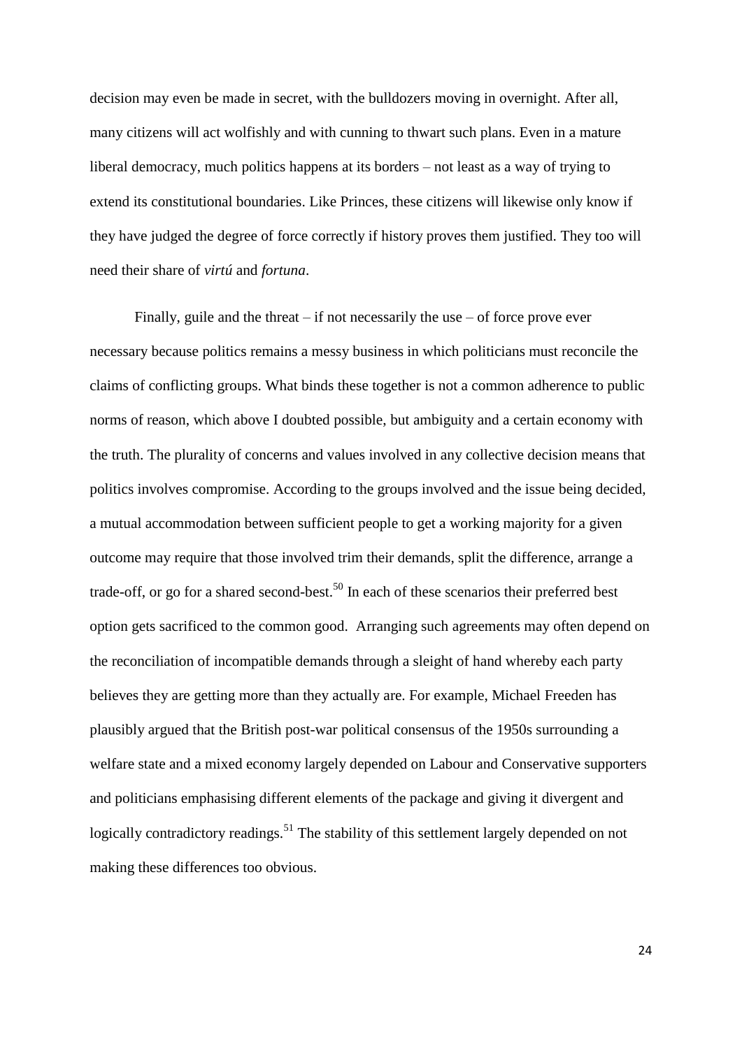decision may even be made in secret, with the bulldozers moving in overnight. After all, many citizens will act wolfishly and with cunning to thwart such plans. Even in a mature liberal democracy, much politics happens at its borders – not least as a way of trying to extend its constitutional boundaries. Like Princes, these citizens will likewise only know if they have judged the degree of force correctly if history proves them justified. They too will need their share of *virtú* and *fortuna*.

Finally, guile and the threat – if not necessarily the use – of force prove ever necessary because politics remains a messy business in which politicians must reconcile the claims of conflicting groups. What binds these together is not a common adherence to public norms of reason, which above I doubted possible, but ambiguity and a certain economy with the truth. The plurality of concerns and values involved in any collective decision means that politics involves compromise. According to the groups involved and the issue being decided, a mutual accommodation between sufficient people to get a working majority for a given outcome may require that those involved trim their demands, split the difference, arrange a trade-off, or go for a shared second-best.[50] In each of these scenarios their preferred best option gets sacrificed to the common good. Arranging such agreements may often depend on the reconciliation of incompatible demands through a sleight of hand whereby each party believes they are getting more than they actually are. For example, Michael Freeden has plausibly argued that the British post-war political consensus of the 1950s surrounding a welfare state and a mixed economy largely depended on Labour and Conservative supporters and politicians emphasising different elements of the package and giving it divergent and logically contradictory readings.[51] The stability of this settlement largely depended on not making these differences too obvious.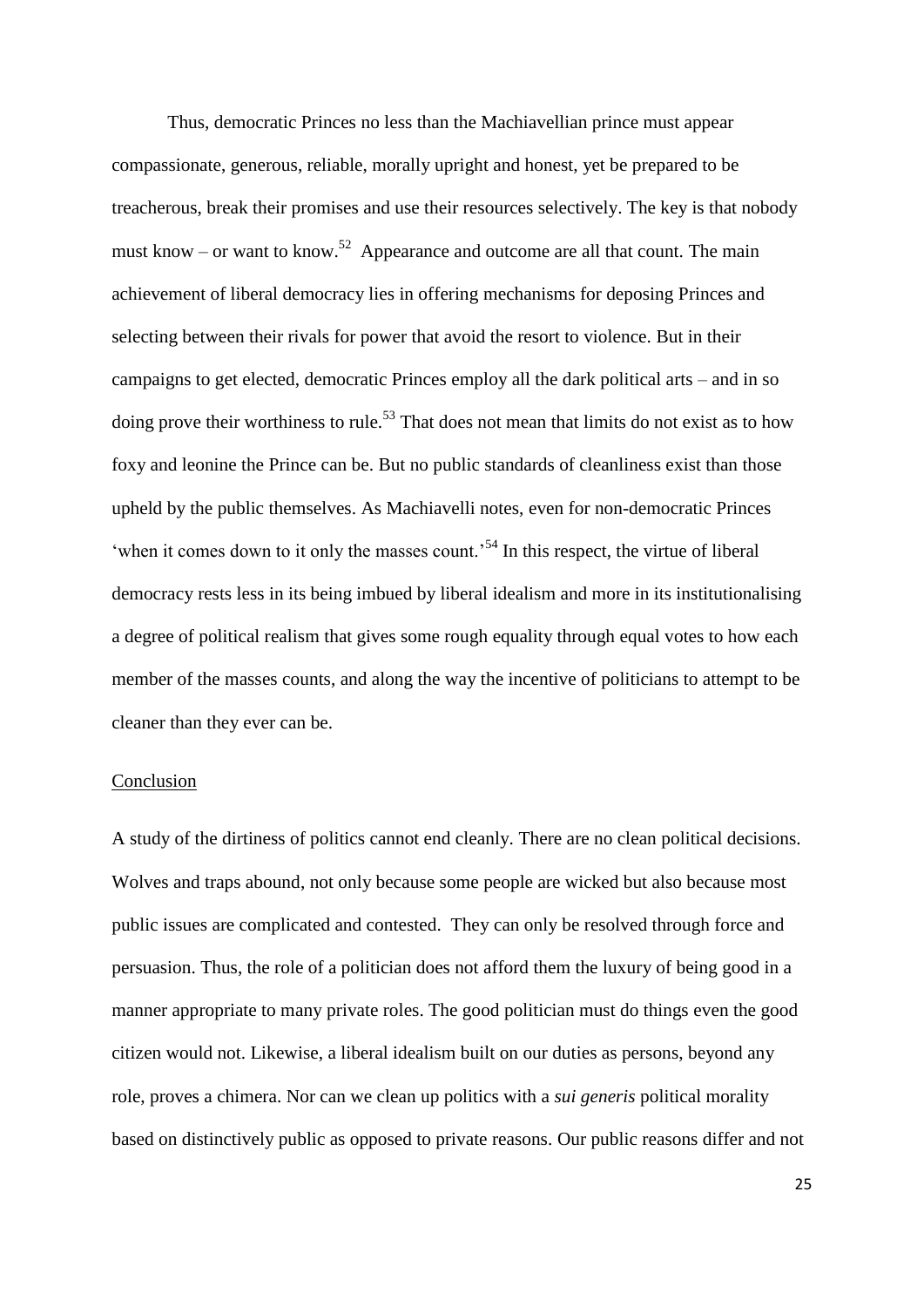Thus, democratic Princes no less than the Machiavellian prince must appear compassionate, generous, reliable, morally upright and honest, yet be prepared to be treacherous, break their promises and use their resources selectively. The key is that nobody must know – or want to know.[52] Appearance and outcome are all that count. The main achievement of liberal democracy lies in offering mechanisms for deposing Princes and selecting between their rivals for power that avoid the resort to violence. But in their campaigns to get elected, democratic Princes employ all the dark political arts – and in so doing prove their worthiness to rule.[53] That does not mean that limits do not exist as to how foxy and leonine the Prince can be. But no public standards of cleanliness exist than those upheld by the public themselves. As Machiavelli notes, even for non-democratic Princes 'when it comes down to it only the masses count.'[54] In this respect, the virtue of liberal democracy rests less in its being imbued by liberal idealism and more in its institutionalising a degree of political realism that gives some rough equality through equal votes to how each member of the masses counts, and along the way the incentive of politicians to attempt to be cleaner than they ever can be.

## Conclusion

A study of the dirtiness of politics cannot end cleanly. There are no clean political decisions. Wolves and traps abound, not only because some people are wicked but also because most public issues are complicated and contested. They can only be resolved through force and persuasion. Thus, the role of a politician does not afford them the luxury of being good in a manner appropriate to many private roles. The good politician must do things even the good citizen would not. Likewise, a liberal idealism built on our duties as persons, beyond any role, proves a chimera. Nor can we clean up politics with a *sui generis* political morality based on distinctively public as opposed to private reasons. Our public reasons differ and not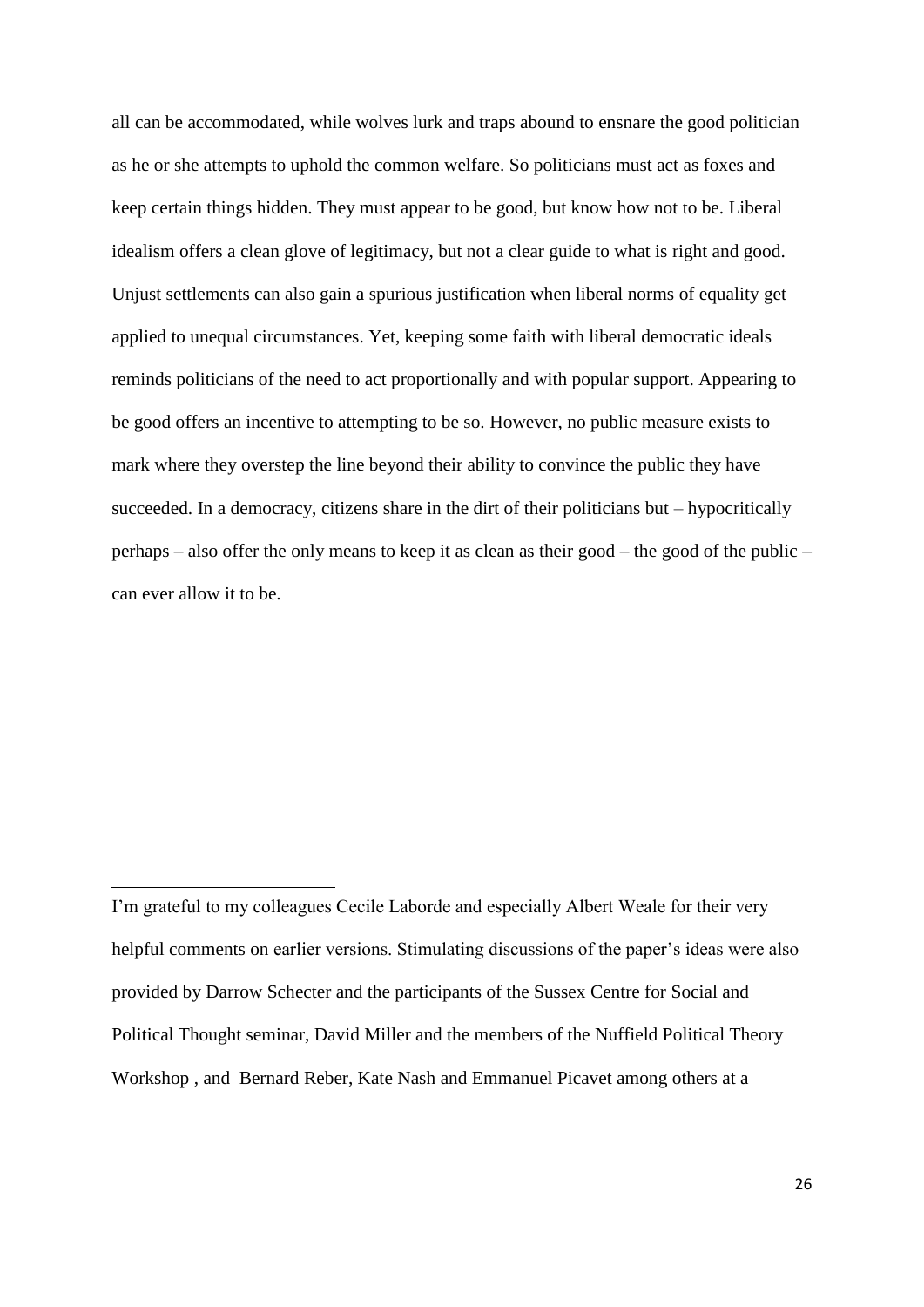all can be accommodated, while wolves lurk and traps abound to ensnare the good politician as he or she attempts to uphold the common welfare. So politicians must act as foxes and keep certain things hidden. They must appear to be good, but know how not to be. Liberal idealism offers a clean glove of legitimacy, but not a clear guide to what is right and good. Unjust settlements can also gain a spurious justification when liberal norms of equality get applied to unequal circumstances. Yet, keeping some faith with liberal democratic ideals reminds politicians of the need to act proportionally and with popular support. Appearing to be good offers an incentive to attempting to be so. However, no public measure exists to mark where they overstep the line beyond their ability to convince the public they have succeeded. In a democracy, citizens share in the dirt of their politicians but – hypocritically perhaps – also offer the only means to keep it as clean as their good – the good of the public – can ever allow it to be.

---

I'm grateful to my colleagues Cecile Laborde and especially Albert Weale for their very helpful comments on earlier versions. Stimulating discussions of the paper's ideas were also provided by Darrow Schecter and the participants of the Sussex Centre for Social and Political Thought seminar, David Miller and the members of the Nuffield Political Theory Workshop , and Bernard Reber, Kate Nash and Emmanuel Picavet among others at a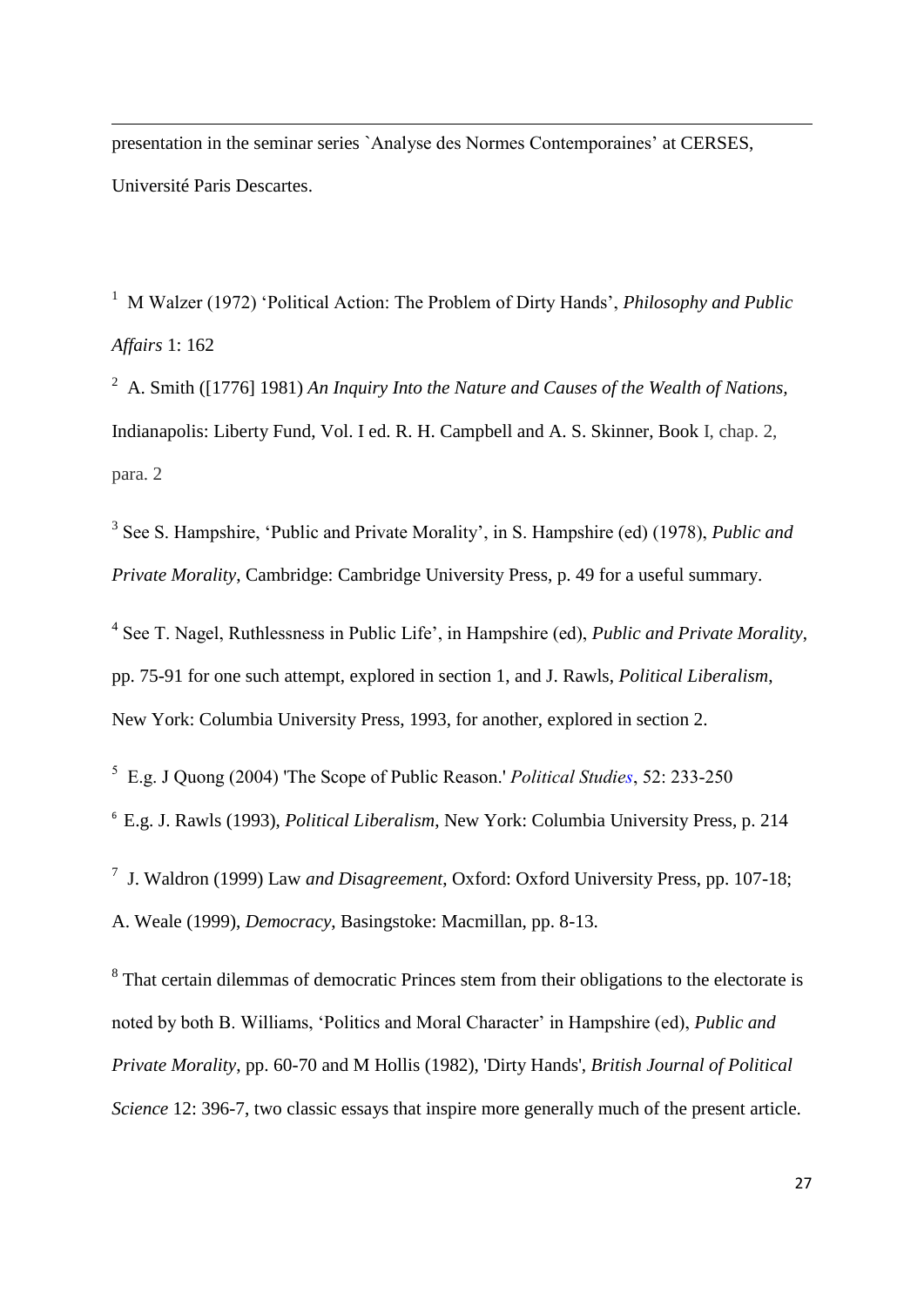presentation in the seminar series `Analyse des Normes Contemporaines' at CERSES, Université Paris Descartes.

[1] M Walzer (1972) 'Political Action: The Problem of Dirty Hands', *Philosophy and Public Affairs* 1: 162

[2] A. Smith ([1776] 1981) *An Inquiry Into the Nature and Causes of the Wealth of Nations*, Indianapolis: Liberty Fund, Vol. I ed. R. H. Campbell and A. S. Skinner, Book I, chap. 2, para. 2

[3] See S. Hampshire, 'Public and Private Morality', in S. Hampshire (ed) (1978), *Public and Private Morality*, Cambridge: Cambridge University Press, p. 49 for a useful summary.

[4] See T. Nagel, Ruthlessness in Public Life', in Hampshire (ed), *Public and Private Morality*, pp. 75-91 for one such attempt, explored in section 1, and J. Rawls, *Political Liberalism*, New York: Columbia University Press, 1993, for another, explored in section 2.

[5] E.g. J Quong (2004) 'The Scope of Public Reason.' *Political Studies*, 52: 233-250

[6] E.g. J. Rawls (1993), *Political Liberalism*, New York: Columbia University Press, p. 214

[7] J. Waldron (1999) Law *and Disagreement*, Oxford: Oxford University Press, pp. 107-18; A. Weale (1999), *Democracy*, Basingstoke: Macmillan, pp. 8-13.

[8] That certain dilemmas of democratic Princes stem from their obligations to the electorate is noted by both B. Williams, 'Politics and Moral Character' in Hampshire (ed), *Public and Private Morality*, pp. 60-70 and M Hollis (1982), 'Dirty Hands', *British Journal of Political Science* 12: 396-7, two classic essays that inspire more generally much of the present article.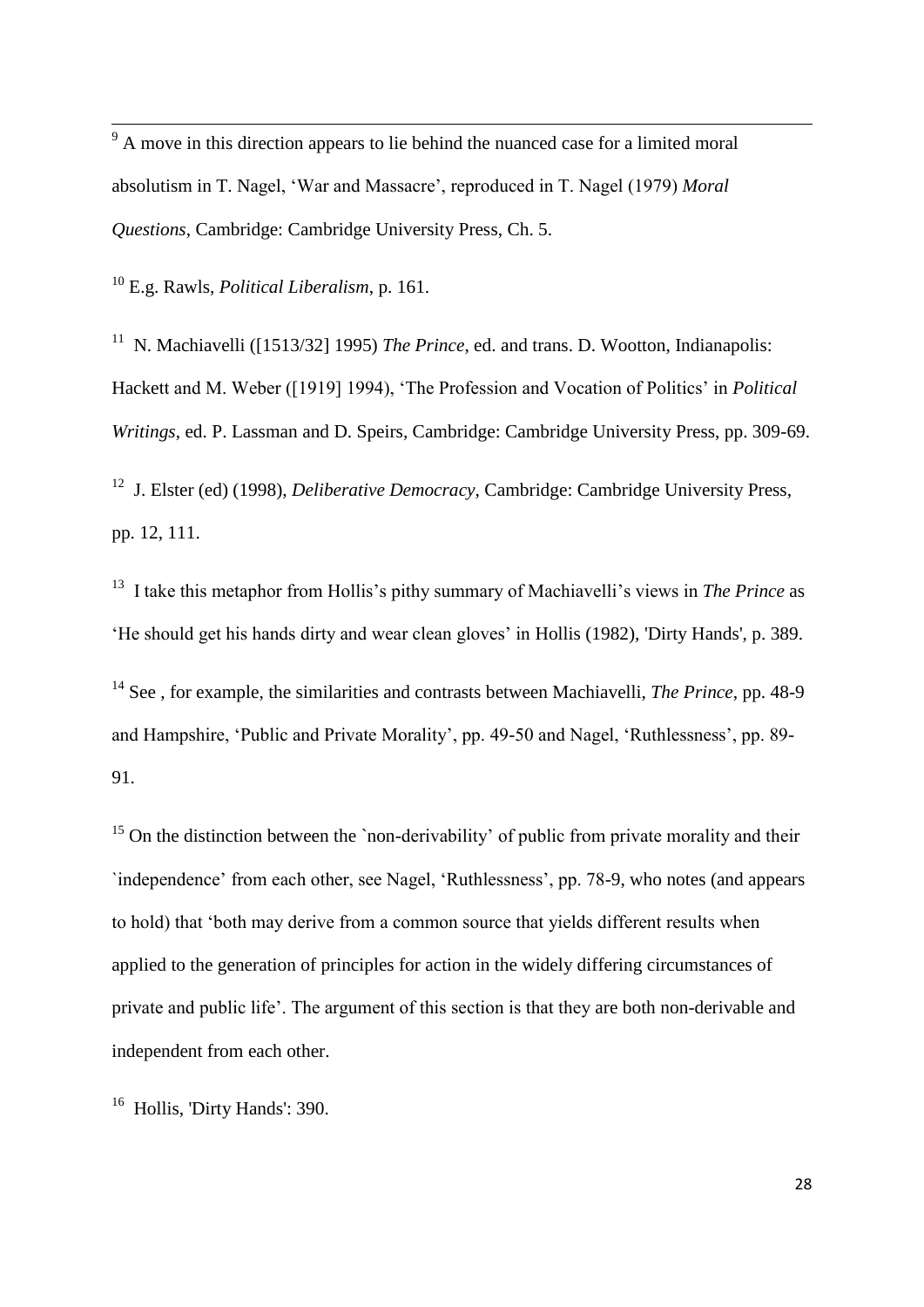[9] A move in this direction appears to lie behind the nuanced case for a limited moral absolutism in T. Nagel, 'War and Massacre', reproduced in T. Nagel (1979) *Moral Questions*, Cambridge: Cambridge University Press, Ch. 5.

[10] E.g. Rawls, *Political Liberalism*, p. 161.

[11] N. Machiavelli ([1513/32] 1995) *The Prince*, ed. and trans. D. Wootton, Indianapolis: Hackett and M. Weber ([1919] 1994), 'The Profession and Vocation of Politics' in *Political Writings*, ed. P. Lassman and D. Speirs, Cambridge: Cambridge University Press, pp. 309-69.

[12] J. Elster (ed) (1998), *Deliberative Democracy*, Cambridge: Cambridge University Press, pp. 12, 111.

[13] I take this metaphor from Hollis's pithy summary of Machiavelli's views in *The Prince* as 'He should get his hands dirty and wear clean gloves' in Hollis (1982), 'Dirty Hands', p. 389.

[14] See , for example, the similarities and contrasts between Machiavelli, *The Prince*, pp. 48-9 and Hampshire, 'Public and Private Morality', pp. 49-50 and Nagel, 'Ruthlessness', pp. 89-91.

[15] On the distinction between the `non-derivability' of public from private morality and their `independence' from each other, see Nagel, 'Ruthlessness', pp. 78-9, who notes (and appears to hold) that 'both may derive from a common source that yields different results when applied to the generation of principles for action in the widely differing circumstances of private and public life'. The argument of this section is that they are both non-derivable and independent from each other.

[16] Hollis, 'Dirty Hands': 390.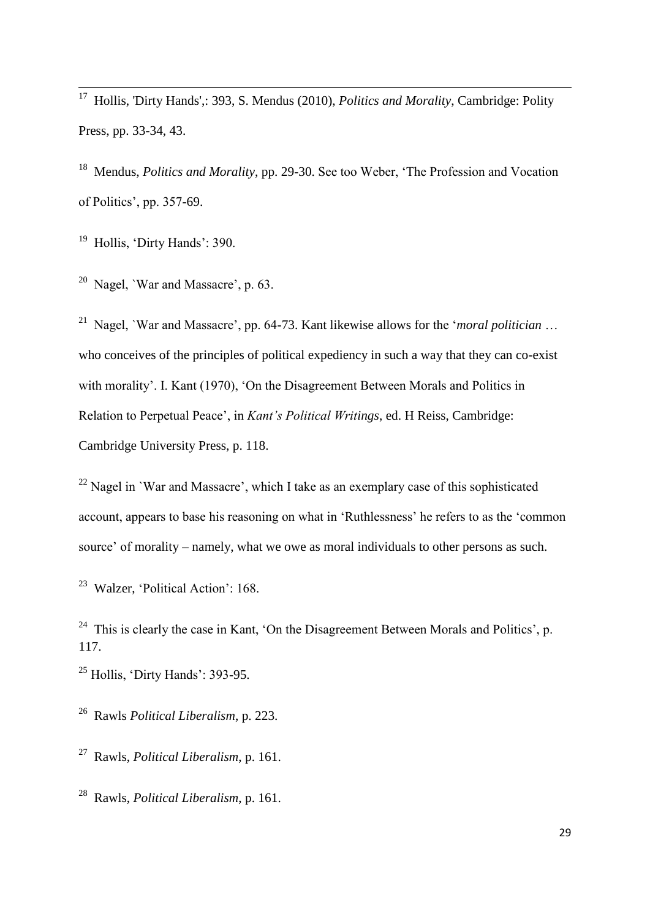[17] Hollis, 'Dirty Hands',: 393, S. Mendus (2010), *Politics and Morality*, Cambridge: Polity Press, pp. 33-34, 43.

[18] Mendus, *Politics and Morality*, pp. 29-30. See too Weber, 'The Profession and Vocation of Politics', pp. 357-69.

[19] Hollis, 'Dirty Hands': 390.

[20] Nagel, `War and Massacre', p. 63.

[21] Nagel, `War and Massacre', pp. 64-73. Kant likewise allows for the '*moral politician* … who conceives of the principles of political expediency in such a way that they can co-exist with morality'. I. Kant (1970), 'On the Disagreement Between Morals and Politics in Relation to Perpetual Peace', in *Kant's Political Writings*, ed. H Reiss, Cambridge: Cambridge University Press, p. 118.

[22] Nagel in `War and Massacre', which I take as an exemplary case of this sophisticated account, appears to base his reasoning on what in 'Ruthlessness' he refers to as the 'common source' of morality – namely, what we owe as moral individuals to other persons as such.

[23] Walzer, 'Political Action': 168.

[24] This is clearly the case in Kant, 'On the Disagreement Between Morals and Politics', p. 117.

[25] Hollis, 'Dirty Hands': 393-95.

[26] Rawls *Political Liberalism*, p. 223.

[27] Rawls, *Political Liberalism*, p. 161.

[28] Rawls, *Political Liberalism*, p. 161.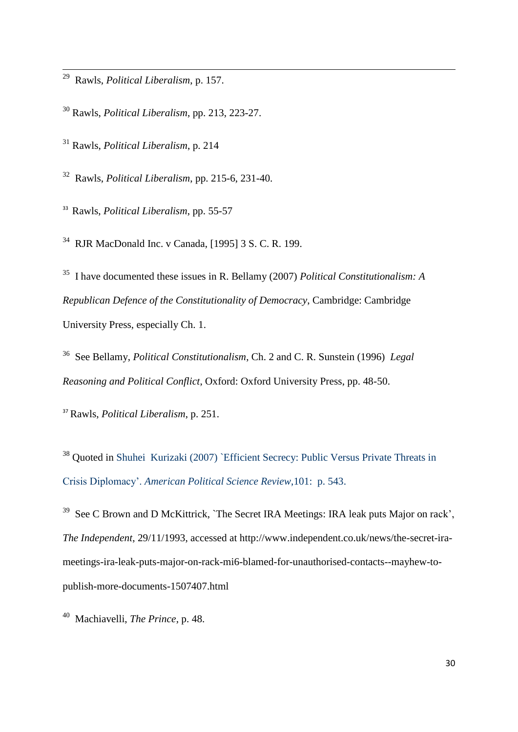[29] Rawls, *Political Liberalism*, p. 157.

[30] Rawls, *Political Liberalism*, pp. 213, 223-27.

[31] Rawls, *Political Liberalism*, p. 214

[32] Rawls, *Political Liberalism*, pp. 215-6, 231-40.

[33] Rawls, *Political Liberalism*, pp. 55-57

[34] RJR MacDonald Inc. v Canada, [1995] 3 S. C. R. 199.

[35] I have documented these issues in R. Bellamy (2007) *Political Constitutionalism: A Republican Defence of the Constitutionality of Democracy*, Cambridge: Cambridge University Press, especially Ch. 1.

[36] See Bellamy, *Political Constitutionalism*, Ch. 2 and C. R. Sunstein (1996) *Legal Reasoning and Political Conflict*, Oxford: Oxford University Press, pp. 48-50.

[37] Rawls, *Political Liberalism*, p. 251.

[38] Quoted in Shuhei Kurizaki (2007) `Efficient Secrecy: Public Versus Private Threats in Crisis Diplomacy'. *American Political Science Review*,101: p. 543.

[39] See C Brown and D McKittrick, `The Secret IRA Meetings: IRA leak puts Major on rack', *The Independent*, 29/11/1993, accessed at http://www.independent.co.uk/news/the-secret-ira-meetings-ira-leak-puts-major-on-rack-mi6-blamed-for-unauthorised-contacts--mayhew-to-publish-more-documents-1507407.html

[40] Machiavelli, *The Prince*, p. 48.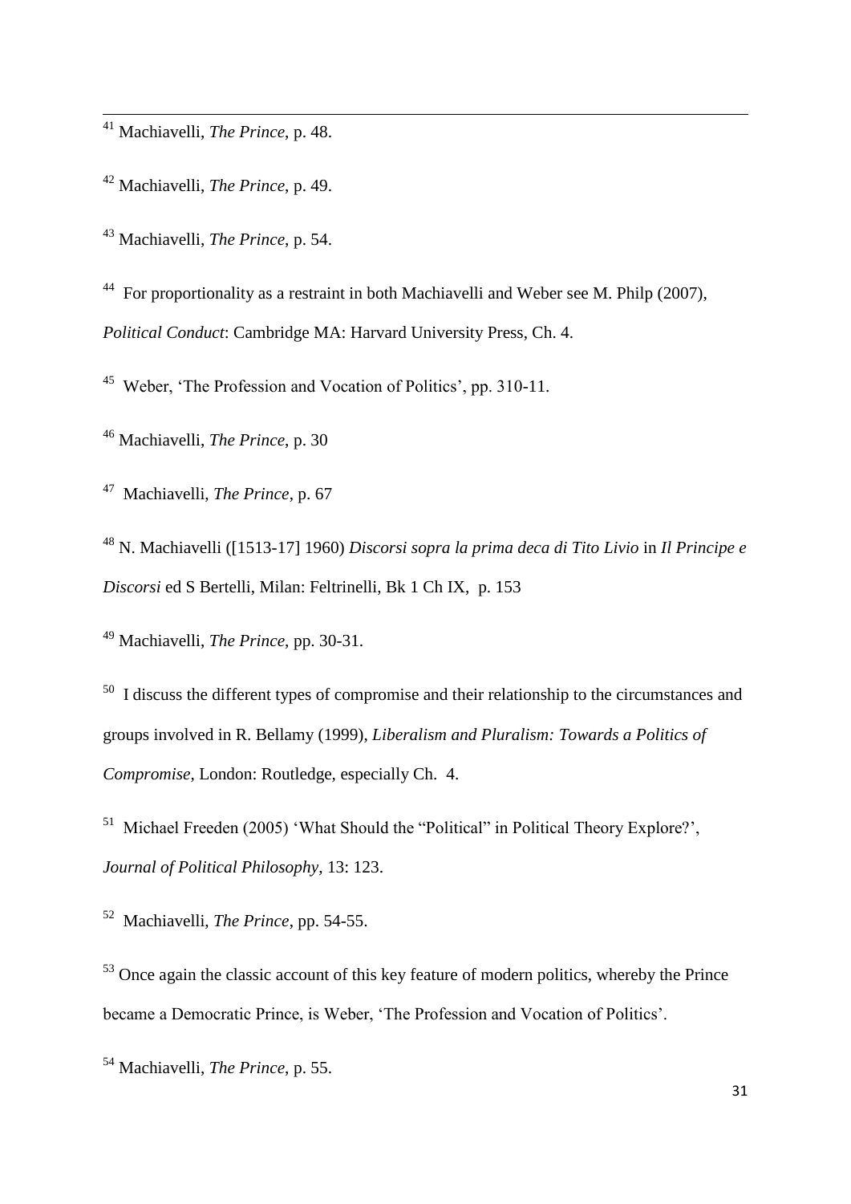[41] Machiavelli, *The Prince*, p. 48.

[42] Machiavelli, *The Prince*, p. 49.

[43] Machiavelli, *The Prince*, p. 54.

[44] For proportionality as a restraint in both Machiavelli and Weber see M. Philp (2007), *Political Conduct*: Cambridge MA: Harvard University Press, Ch. 4.

[45] Weber, 'The Profession and Vocation of Politics', pp. 310-11.

[46] Machiavelli, *The Prince*, p. 30

[47] Machiavelli, *The Prince*, p. 67

[48] N. Machiavelli ([1513-17] 1960) *Discorsi sopra la prima deca di Tito Livio* in *Il Principe e Discorsi* ed S Bertelli, Milan: Feltrinelli, Bk 1 Ch IX, p. 153

[49] Machiavelli, *The Prince*, pp. 30-31.

[50] I discuss the different types of compromise and their relationship to the circumstances and groups involved in R. Bellamy (1999), *Liberalism and Pluralism: Towards a Politics of Compromise*, London: Routledge, especially Ch. 4.

[51] Michael Freeden (2005) 'What Should the "Political" in Political Theory Explore?', *Journal of Political Philosophy*, 13: 123.

[52] Machiavelli, *The Prince*, pp. 54-55.

[53] Once again the classic account of this key feature of modern politics, whereby the Prince became a Democratic Prince, is Weber, 'The Profession and Vocation of Politics'.

[54] Machiavelli, *The Prince*, p. 55.